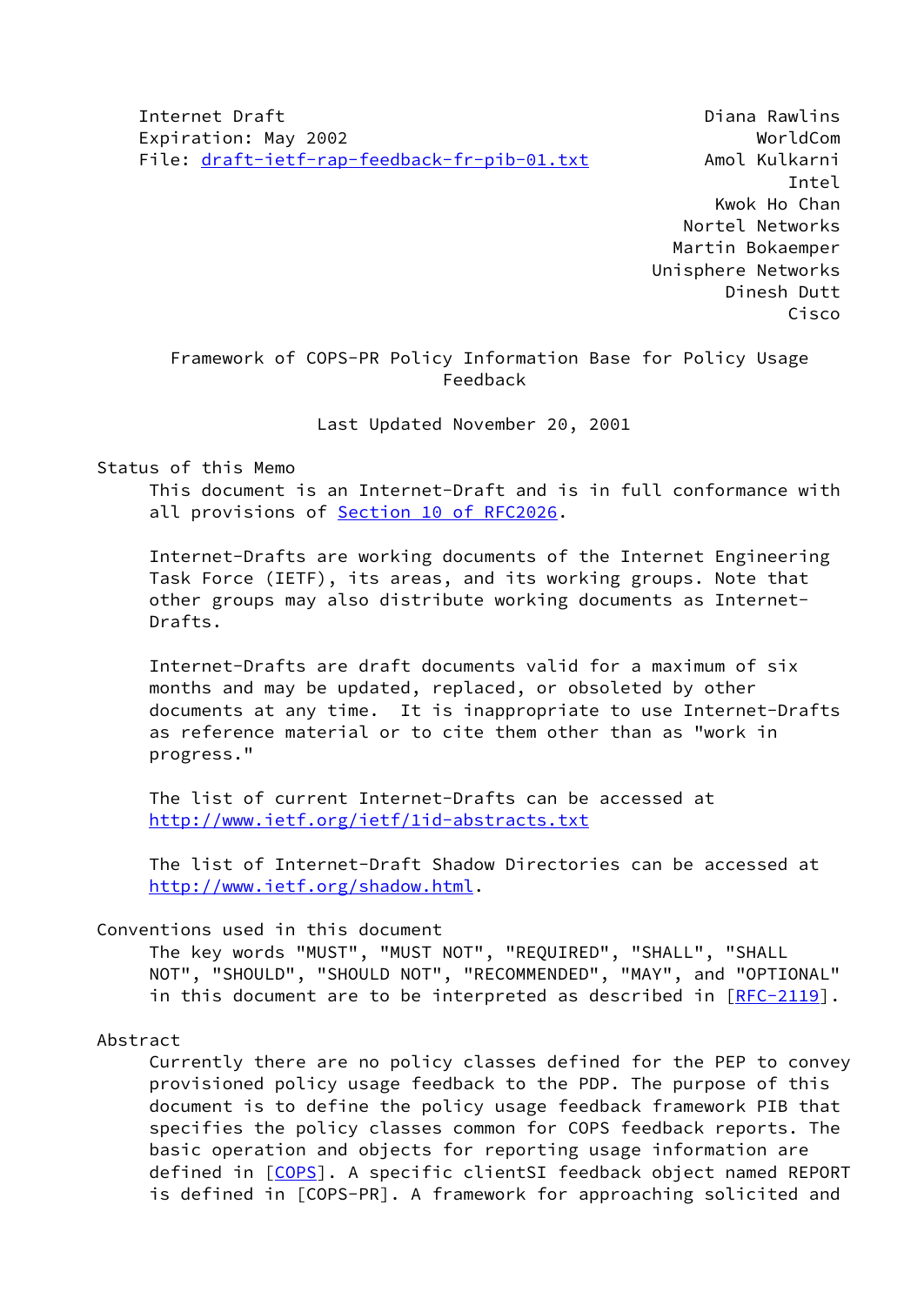Internet Draft                                        Diana Rawlins
Expiration: May 2002                                       WorldCom
File: draft-ietf-rap-feedback-fr-pib-01.txt           Amol Kulkarni
                                                              Intel
                                                        Kwok Ho Chan
                                                     Nortel Networks
                                                    Martin Bokaemper
                                                 Unisphere Networks
                                                         Dinesh Dutt
                                                               Cisco

# Framework of COPS-PR Policy Information Base for Policy Usage Feedback

Last Updated November 20, 2001

## Status of this Memo

This document is an Internet-Draft and is in full conformance with all provisions of Section 10 of RFC2026.

Internet-Drafts are working documents of the Internet Engineering Task Force (IETF), its areas, and its working groups. Note that other groups may also distribute working documents as Internet-Drafts.

Internet-Drafts are draft documents valid for a maximum of six months and may be updated, replaced, or obsoleted by other documents at any time. It is inappropriate to use Internet-Drafts as reference material or to cite them other than as "work in progress."

The list of current Internet-Drafts can be accessed at http://www.ietf.org/ietf/1id-abstracts.txt

The list of Internet-Draft Shadow Directories can be accessed at http://www.ietf.org/shadow.html.

## Conventions used in this document

The key words "MUST", "MUST NOT", "REQUIRED", "SHALL", "SHALL NOT", "SHOULD", "SHOULD NOT", "RECOMMENDED", "MAY", and "OPTIONAL" in this document are to be interpreted as described in [RFC-2119].

## Abstract

Currently there are no policy classes defined for the PEP to convey provisioned policy usage feedback to the PDP. The purpose of this document is to define the policy usage feedback framework PIB that specifies the policy classes common for COPS feedback reports. The basic operation and objects for reporting usage information are defined in [COPS]. A specific clientSI feedback object named REPORT is defined in [COPS-PR]. A framework for approaching solicited and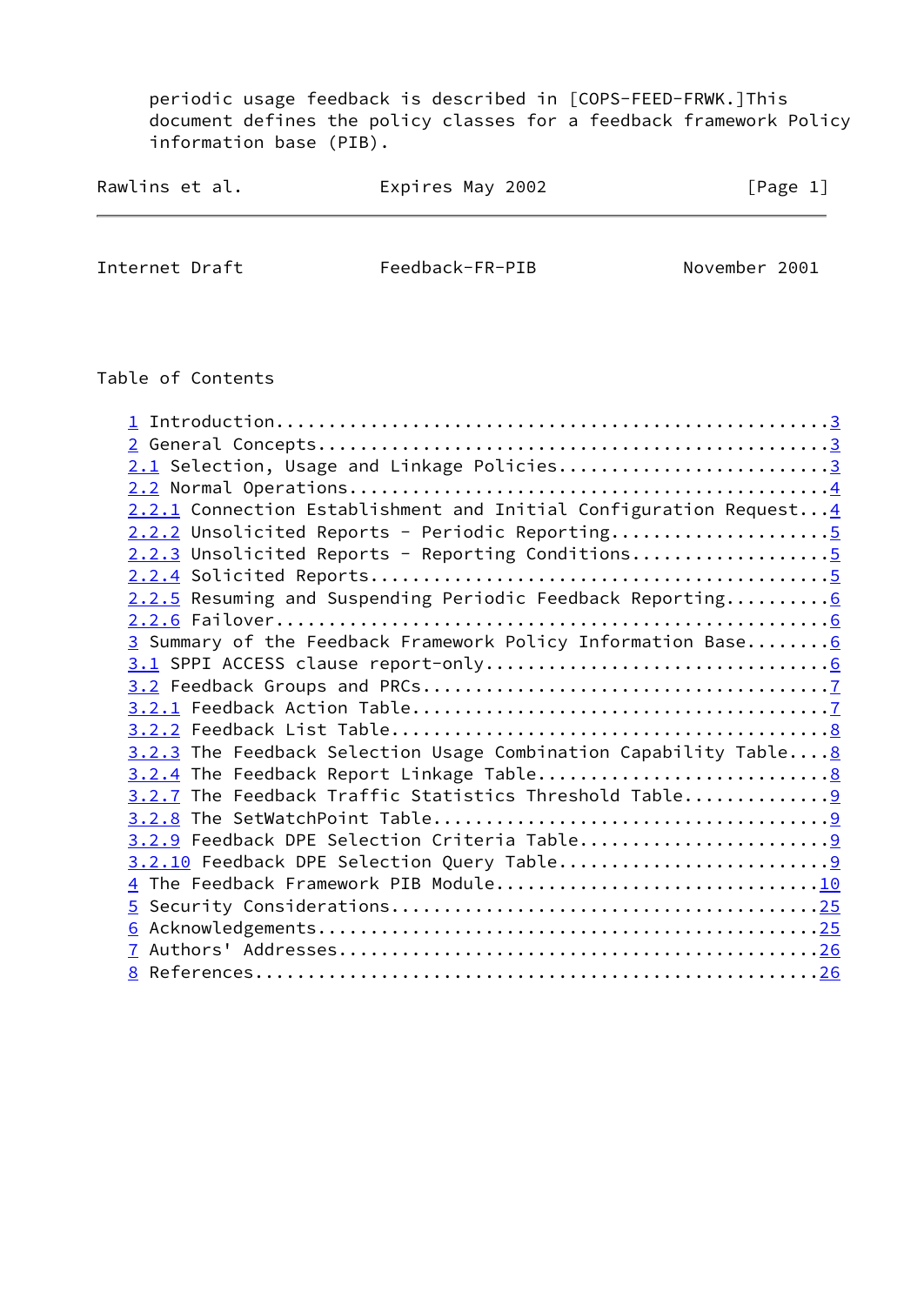periodic usage feedback is described in [COPS-FEED-FRWK.]This document defines the policy classes for a feedback framework Policy information base (PIB).

## Table of Contents

1 Introduction....................................................3
2 General Concepts................................................3
2.1 Selection, Usage and Linkage Policies.........................3
2.2 Normal Operations.............................................4
2.2.1 Connection Establishment and Initial Configuration Request...4
2.2.2 Unsolicited Reports - Periodic Reporting....................5
2.2.3 Unsolicited Reports - Reporting Conditions..................5
2.2.4 Solicited Reports...........................................5
2.2.5 Resuming and Suspending Periodic Feedback Reporting..........6
2.2.6 Failover....................................................6
3 Summary of the Feedback Framework Policy Information Base........6
3.1 SPPI ACCESS clause report-only................................6
3.2 Feedback Groups and PRCs......................................7
3.2.1 Feedback Action Table.......................................7
3.2.2 Feedback List Table.........................................8
3.2.3 The Feedback Selection Usage Combination Capability Table....8
3.2.4 The Feedback Report Linkage Table...........................8
3.2.7 The Feedback Traffic Statistics Threshold Table.............9
3.2.8 The SetWatchPoint Table.....................................9
3.2.9 Feedback DPE Selection Criteria Table.......................9
3.2.10 Feedback DPE Selection Query Table.........................9
4 The Feedback Framework PIB Module...............................10
5 Security Considerations.........................................25
6 Acknowledgements................................................25
7 Authors' Addresses..............................................26
8 References......................................................26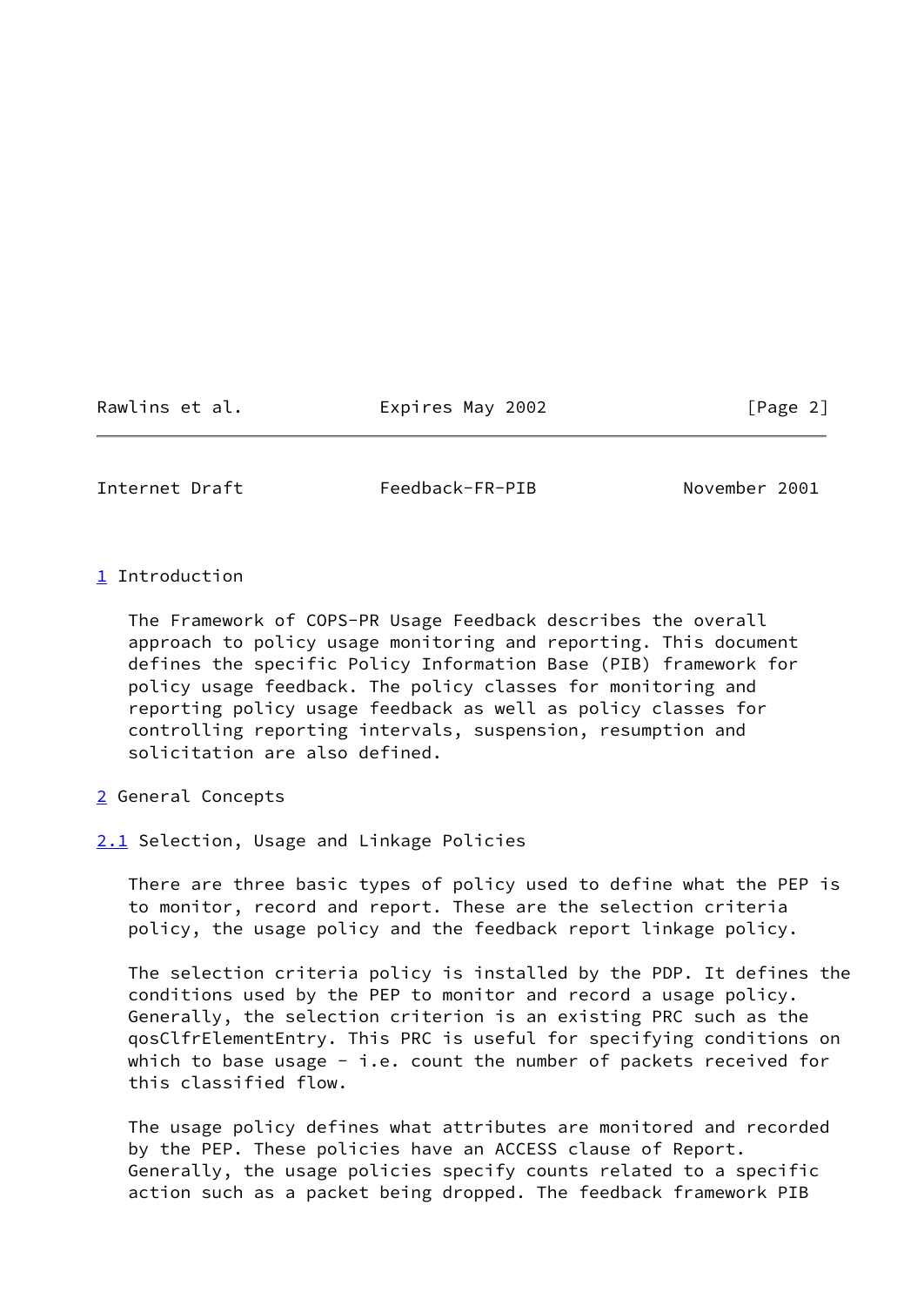# 1 Introduction

The Framework of COPS-PR Usage Feedback describes the overall approach to policy usage monitoring and reporting. This document defines the specific Policy Information Base (PIB) framework for policy usage feedback. The policy classes for monitoring and reporting policy usage feedback as well as policy classes for controlling reporting intervals, suspension, resumption and solicitation are also defined.

# 2 General Concepts

## 2.1 Selection, Usage and Linkage Policies

There are three basic types of policy used to define what the PEP is to monitor, record and report. These are the selection criteria policy, the usage policy and the feedback report linkage policy.

The selection criteria policy is installed by the PDP. It defines the conditions used by the PEP to monitor and record a usage policy. Generally, the selection criterion is an existing PRC such as the qosClfrElementEntry. This PRC is useful for specifying conditions on which to base usage - i.e. count the number of packets received for this classified flow.

The usage policy defines what attributes are monitored and recorded by the PEP. These policies have an ACCESS clause of Report. Generally, the usage policies specify counts related to a specific action such as a packet being dropped. The feedback framework PIB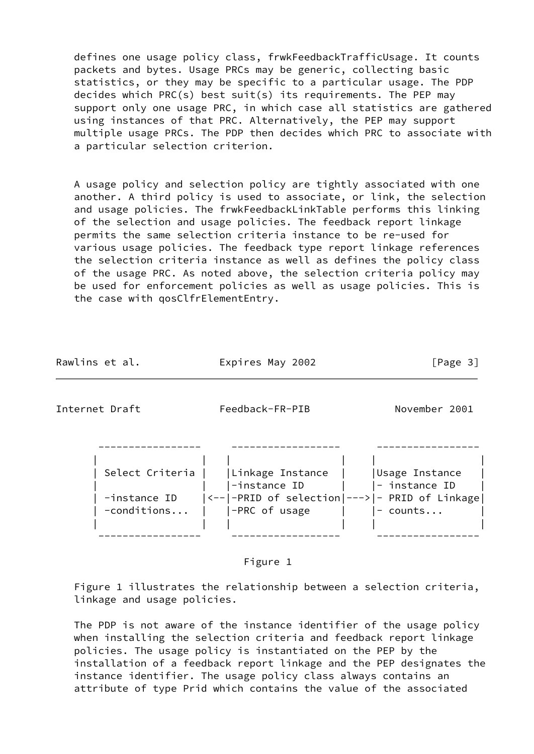defines one usage policy class, frwkFeedbackTrafficUsage. It counts packets and bytes. Usage PRCs may be generic, collecting basic statistics, or they may be specific to a particular usage. The PDP decides which PRC(s) best suit(s) its requirements. The PEP may support only one usage PRC, in which case all statistics are gathered using instances of that PRC. Alternatively, the PEP may support multiple usage PRCs. The PDP then decides which PRC to associate with a particular selection criterion.

A usage policy and selection policy are tightly associated with one another. A third policy is used to associate, or link, the selection and usage policies. The frwkFeedbackLinkTable performs this linking of the selection and usage policies. The feedback report linkage permits the same selection criteria instance to be re-used for various usage policies. The feedback type report linkage references the selection criteria instance as well as defines the policy class of the usage PRC. As noted above, the selection criteria policy may be used for enforcement policies as well as usage policies. This is the case with qosClfrElementEntry.

```
   -----------------     ------------------      -----------------
  |                 |   |                  |    |                 |
  | Select Criteria |   |Linkage Instance  |    |Usage Instance   |
  |                 |   |-instance ID      |    |- instance ID    |
  | -instance ID    |<--|-PRID of selection|--->|- PRID of Linkage|
  | -conditions...  |   |-PRC of usage     |    |- counts...      |
  |                 |   |                  |    |                 |
   -----------------     ------------------      -----------------
```

Figure 1

Figure 1 illustrates the relationship between a selection criteria, linkage and usage policies.

The PDP is not aware of the instance identifier of the usage policy when installing the selection criteria and feedback report linkage policies. The usage policy is instantiated on the PEP by the installation of a feedback report linkage and the PEP designates the instance identifier. The usage policy class always contains an attribute of type Prid which contains the value of the associated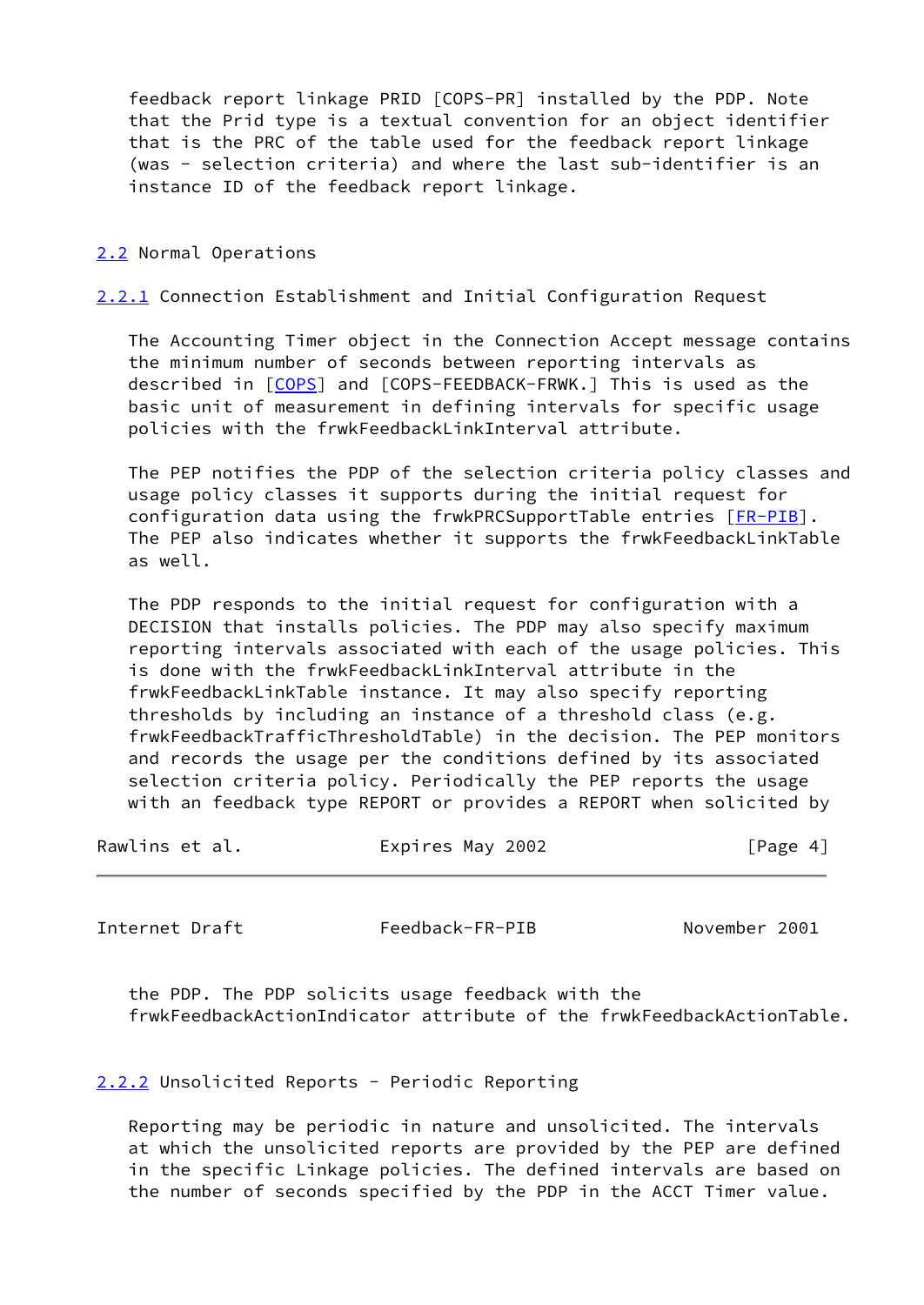feedback report linkage PRID [COPS-PR] installed by the PDP. Note that the Prid type is a textual convention for an object identifier that is the PRC of the table used for the feedback report linkage (was - selection criteria) and where the last sub-identifier is an instance ID of the feedback report linkage.

## 2.2 Normal Operations

### 2.2.1 Connection Establishment and Initial Configuration Request

The Accounting Timer object in the Connection Accept message contains the minimum number of seconds between reporting intervals as described in [COPS] and [COPS-FEEDBACK-FRWK.] This is used as the basic unit of measurement in defining intervals for specific usage policies with the frwkFeedbackLinkInterval attribute.

The PEP notifies the PDP of the selection criteria policy classes and usage policy classes it supports during the initial request for configuration data using the frwkPRCSupportTable entries [FR-PIB]. The PEP also indicates whether it supports the frwkFeedbackLinkTable as well.

The PDP responds to the initial request for configuration with a DECISION that installs policies. The PDP may also specify maximum reporting intervals associated with each of the usage policies. This is done with the frwkFeedbackLinkInterval attribute in the frwkFeedbackLinkTable instance. It may also specify reporting thresholds by including an instance of a threshold class (e.g. frwkFeedbackTrafficThresholdTable) in the decision. The PEP monitors and records the usage per the conditions defined by its associated selection criteria policy. Periodically the PEP reports the usage with an feedback type REPORT or provides a REPORT when solicited by the PDP. The PDP solicits usage feedback with the frwkFeedbackActionIndicator attribute of the frwkFeedbackActionTable.

### 2.2.2 Unsolicited Reports - Periodic Reporting

Reporting may be periodic in nature and unsolicited. The intervals at which the unsolicited reports are provided by the PEP are defined in the specific Linkage policies. The defined intervals are based on the number of seconds specified by the PDP in the ACCT Timer value.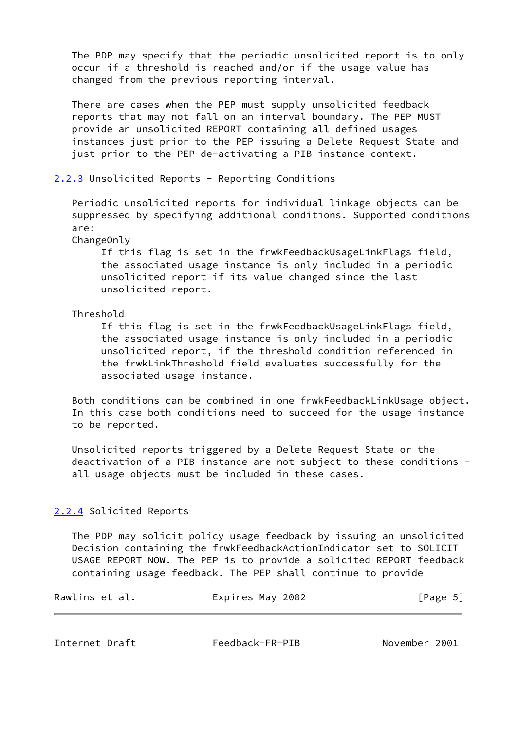The PDP may specify that the periodic unsolicited report is to only occur if a threshold is reached and/or if the usage value has changed from the previous reporting interval.

There are cases when the PEP must supply unsolicited feedback reports that may not fall on an interval boundary. The PEP MUST provide an unsolicited REPORT containing all defined usages instances just prior to the PEP issuing a Delete Request State and just prior to the PEP de-activating a PIB instance context.

### 2.2.3 Unsolicited Reports - Reporting Conditions

Periodic unsolicited reports for individual linkage objects can be suppressed by specifying additional conditions. Supported conditions are:

ChangeOnly

> If this flag is set in the frwkFeedbackUsageLinkFlags field, the associated usage instance is only included in a periodic unsolicited report if its value changed since the last unsolicited report.

Threshold

> If this flag is set in the frwkFeedbackUsageLinkFlags field, the associated usage instance is only included in a periodic unsolicited report, if the threshold condition referenced in the frwkLinkThreshold field evaluates successfully for the associated usage instance.

Both conditions can be combined in one frwkFeedbackLinkUsage object. In this case both conditions need to succeed for the usage instance to be reported.

Unsolicited reports triggered by a Delete Request State or the deactivation of a PIB instance are not subject to these conditions - all usage objects must be included in these cases.

### 2.2.4 Solicited Reports

The PDP may solicit policy usage feedback by issuing an unsolicited Decision containing the frwkFeedbackActionIndicator set to SOLICIT USAGE REPORT NOW. The PEP is to provide a solicited REPORT feedback containing usage feedback. The PEP shall continue to provide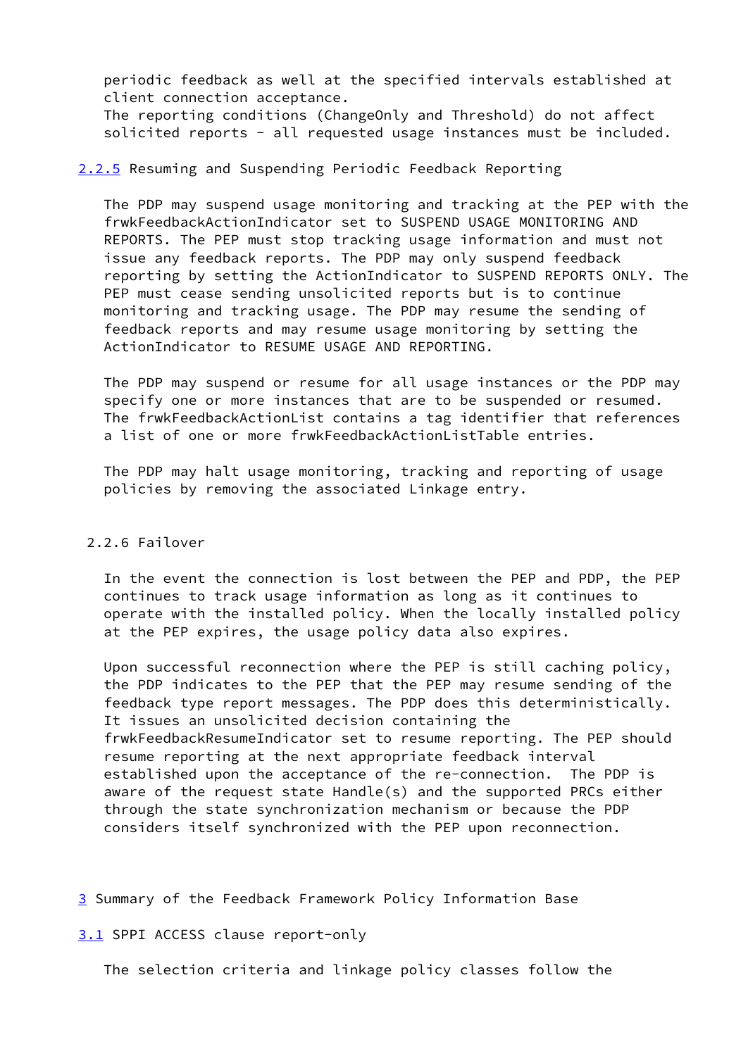periodic feedback as well at the specified intervals established at client connection acceptance.
The reporting conditions (ChangeOnly and Threshold) do not affect solicited reports - all requested usage instances must be included.

### 2.2.5 Resuming and Suspending Periodic Feedback Reporting

The PDP may suspend usage monitoring and tracking at the PEP with the frwkFeedbackActionIndicator set to SUSPEND USAGE MONITORING AND REPORTS. The PEP must stop tracking usage information and must not issue any feedback reports. The PDP may only suspend feedback reporting by setting the ActionIndicator to SUSPEND REPORTS ONLY. The PEP must cease sending unsolicited reports but is to continue monitoring and tracking usage. The PDP may resume the sending of feedback reports and may resume usage monitoring by setting the ActionIndicator to RESUME USAGE AND REPORTING.

The PDP may suspend or resume for all usage instances or the PDP may specify one or more instances that are to be suspended or resumed. The frwkFeedbackActionList contains a tag identifier that references a list of one or more frwkFeedbackActionListTable entries.

The PDP may halt usage monitoring, tracking and reporting of usage policies by removing the associated Linkage entry.

### 2.2.6 Failover

In the event the connection is lost between the PEP and PDP, the PEP continues to track usage information as long as it continues to operate with the installed policy. When the locally installed policy at the PEP expires, the usage policy data also expires.

Upon successful reconnection where the PEP is still caching policy, the PDP indicates to the PEP that the PEP may resume sending of the feedback type report messages. The PDP does this deterministically. It issues an unsolicited decision containing the frwkFeedbackResumeIndicator set to resume reporting. The PEP should resume reporting at the next appropriate feedback interval established upon the acceptance of the re-connection. The PDP is aware of the request state Handle(s) and the supported PRCs either through the state synchronization mechanism or because the PDP considers itself synchronized with the PEP upon reconnection.

## 3 Summary of the Feedback Framework Policy Information Base

### 3.1 SPPI ACCESS clause report-only

The selection criteria and linkage policy classes follow the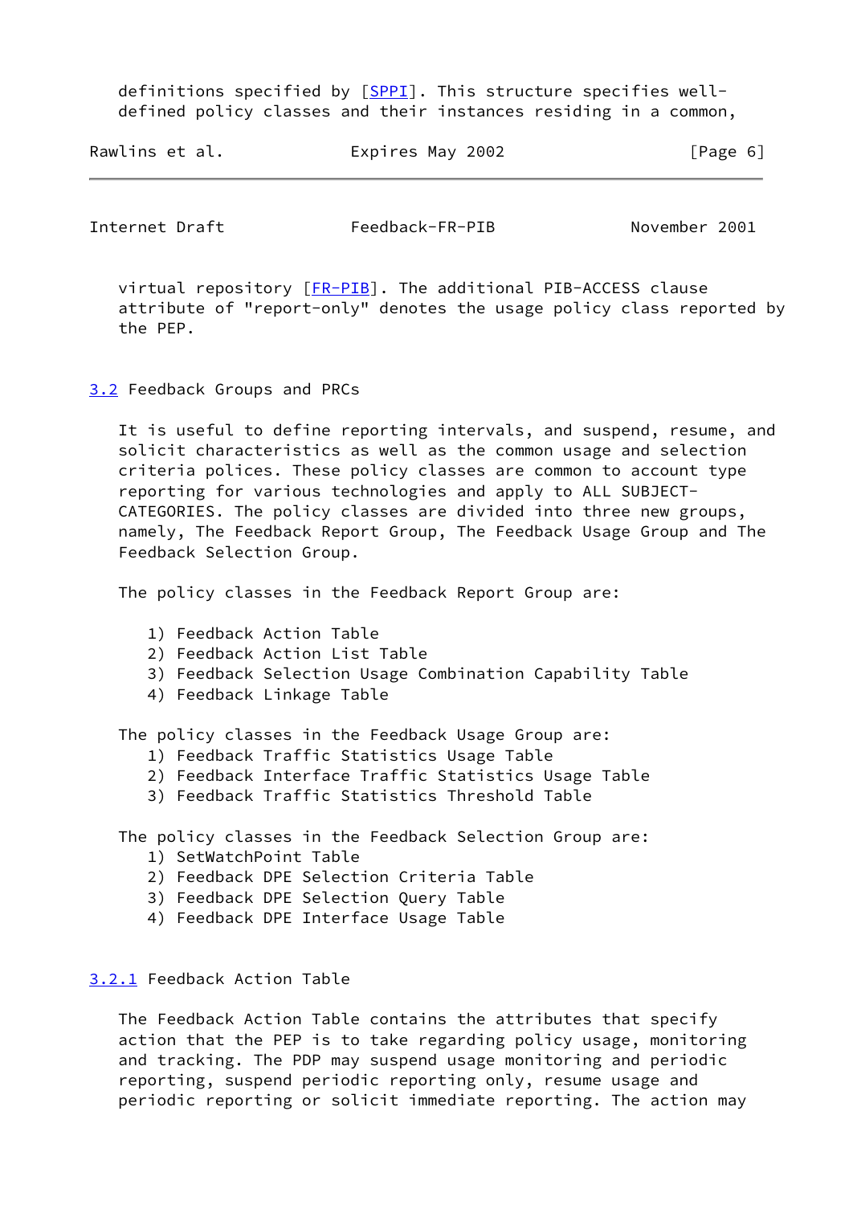definitions specified by [SPPI]. This structure specifies well-defined policy classes and their instances residing in a common, virtual repository [FR-PIB]. The additional PIB-ACCESS clause attribute of "report-only" denotes the usage policy class reported by the PEP.

### 3.2 Feedback Groups and PRCs

It is useful to define reporting intervals, and suspend, resume, and solicit characteristics as well as the common usage and selection criteria polices. These policy classes are common to account type reporting for various technologies and apply to ALL SUBJECT-CATEGORIES. The policy classes are divided into three new groups, namely, The Feedback Report Group, The Feedback Usage Group and The Feedback Selection Group.

The policy classes in the Feedback Report Group are:

1) Feedback Action Table
2) Feedback Action List Table
3) Feedback Selection Usage Combination Capability Table
4) Feedback Linkage Table

The policy classes in the Feedback Usage Group are:

1) Feedback Traffic Statistics Usage Table
2) Feedback Interface Traffic Statistics Usage Table
3) Feedback Traffic Statistics Threshold Table

The policy classes in the Feedback Selection Group are:

1) SetWatchPoint Table
2) Feedback DPE Selection Criteria Table
3) Feedback DPE Selection Query Table
4) Feedback DPE Interface Usage Table

#### 3.2.1 Feedback Action Table

The Feedback Action Table contains the attributes that specify action that the PEP is to take regarding policy usage, monitoring and tracking. The PDP may suspend usage monitoring and periodic reporting, suspend periodic reporting only, resume usage and periodic reporting or solicit immediate reporting. The action may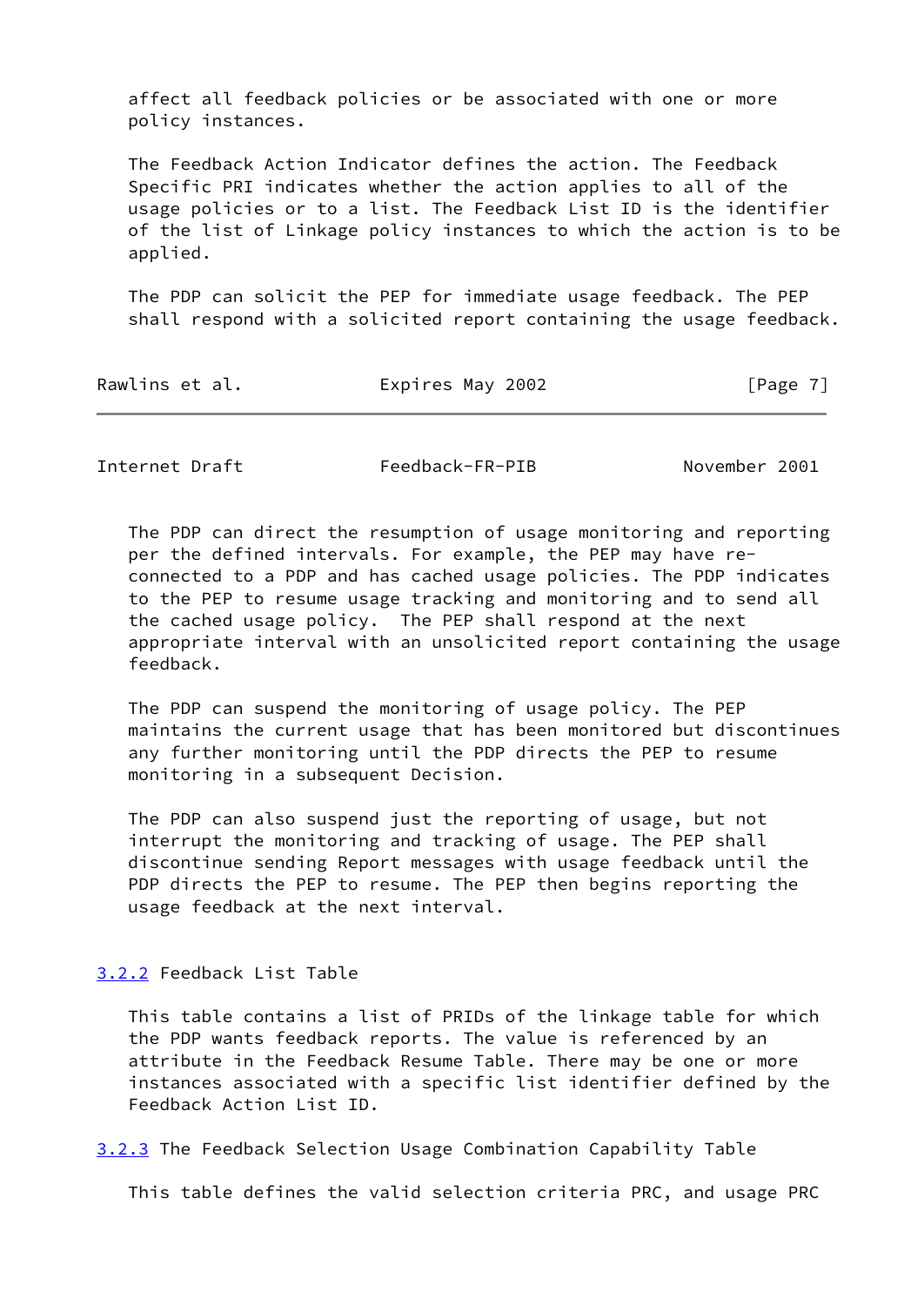affect all feedback policies or be associated with one or more policy instances.

The Feedback Action Indicator defines the action. The Feedback Specific PRI indicates whether the action applies to all of the usage policies or to a list. The Feedback List ID is the identifier of the list of Linkage policy instances to which the action is to be applied.

The PDP can solicit the PEP for immediate usage feedback. The PEP shall respond with a solicited report containing the usage feedback.

The PDP can direct the resumption of usage monitoring and reporting per the defined intervals. For example, the PEP may have re-connected to a PDP and has cached usage policies. The PDP indicates to the PEP to resume usage tracking and monitoring and to send all the cached usage policy.  The PEP shall respond at the next appropriate interval with an unsolicited report containing the usage feedback.

The PDP can suspend the monitoring of usage policy. The PEP maintains the current usage that has been monitored but discontinues any further monitoring until the PDP directs the PEP to resume monitoring in a subsequent Decision.

The PDP can also suspend just the reporting of usage, but not interrupt the monitoring and tracking of usage. The PEP shall discontinue sending Report messages with usage feedback until the PDP directs the PEP to resume. The PEP then begins reporting the usage feedback at the next interval.

### 3.2.2 Feedback List Table

This table contains a list of PRIDs of the linkage table for which the PDP wants feedback reports. The value is referenced by an attribute in the Feedback Resume Table. There may be one or more instances associated with a specific list identifier defined by the Feedback Action List ID.

### 3.2.3 The Feedback Selection Usage Combination Capability Table

This table defines the valid selection criteria PRC, and usage PRC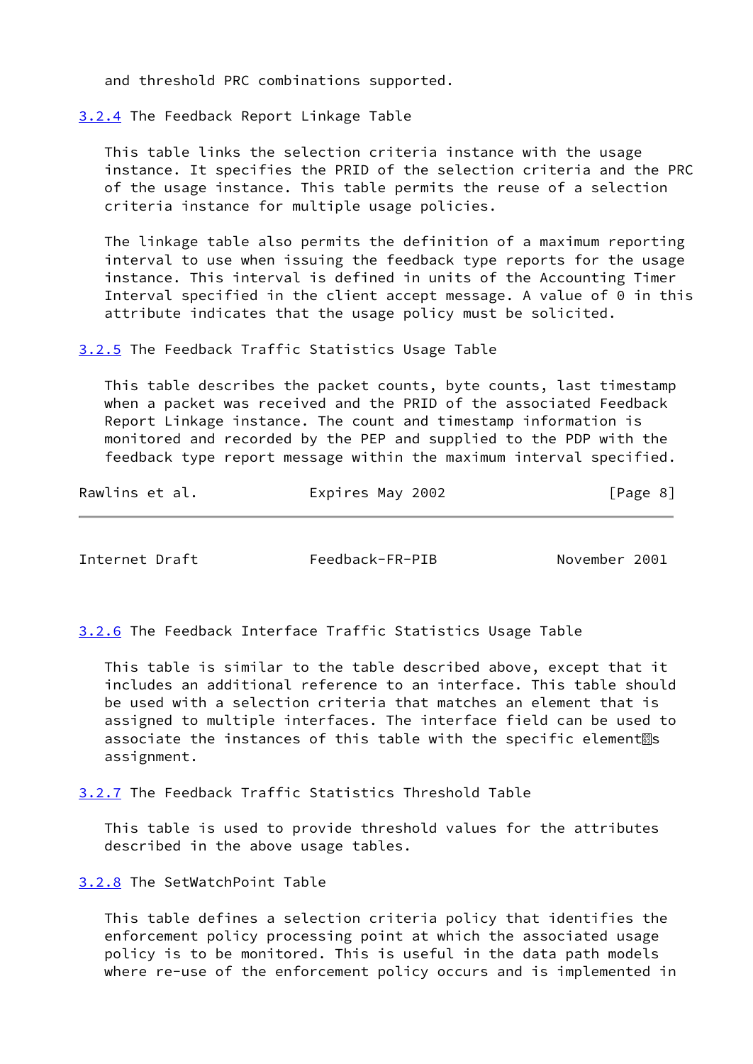and threshold PRC combinations supported.

### 3.2.4 The Feedback Report Linkage Table

This table links the selection criteria instance with the usage instance. It specifies the PRID of the selection criteria and the PRC of the usage instance. This table permits the reuse of a selection criteria instance for multiple usage policies.

The linkage table also permits the definition of a maximum reporting interval to use when issuing the feedback type reports for the usage instance. This interval is defined in units of the Accounting Timer Interval specified in the client accept message. A value of 0 in this attribute indicates that the usage policy must be solicited.

### 3.2.5 The Feedback Traffic Statistics Usage Table

This table describes the packet counts, byte counts, last timestamp when a packet was received and the PRID of the associated Feedback Report Linkage instance. The count and timestamp information is monitored and recorded by the PEP and supplied to the PDP with the feedback type report message within the maximum interval specified.

### 3.2.6 The Feedback Interface Traffic Statistics Usage Table

This table is similar to the table described above, except that it includes an additional reference to an interface. This table should be used with a selection criteria that matches an element that is assigned to multiple interfaces. The interface field can be used to associate the instances of this table with the specific element's assignment.

### 3.2.7 The Feedback Traffic Statistics Threshold Table

This table is used to provide threshold values for the attributes described in the above usage tables.

### 3.2.8 The SetWatchPoint Table

This table defines a selection criteria policy that identifies the enforcement policy processing point at which the associated usage policy is to be monitored. This is useful in the data path models where re-use of the enforcement policy occurs and is implemented in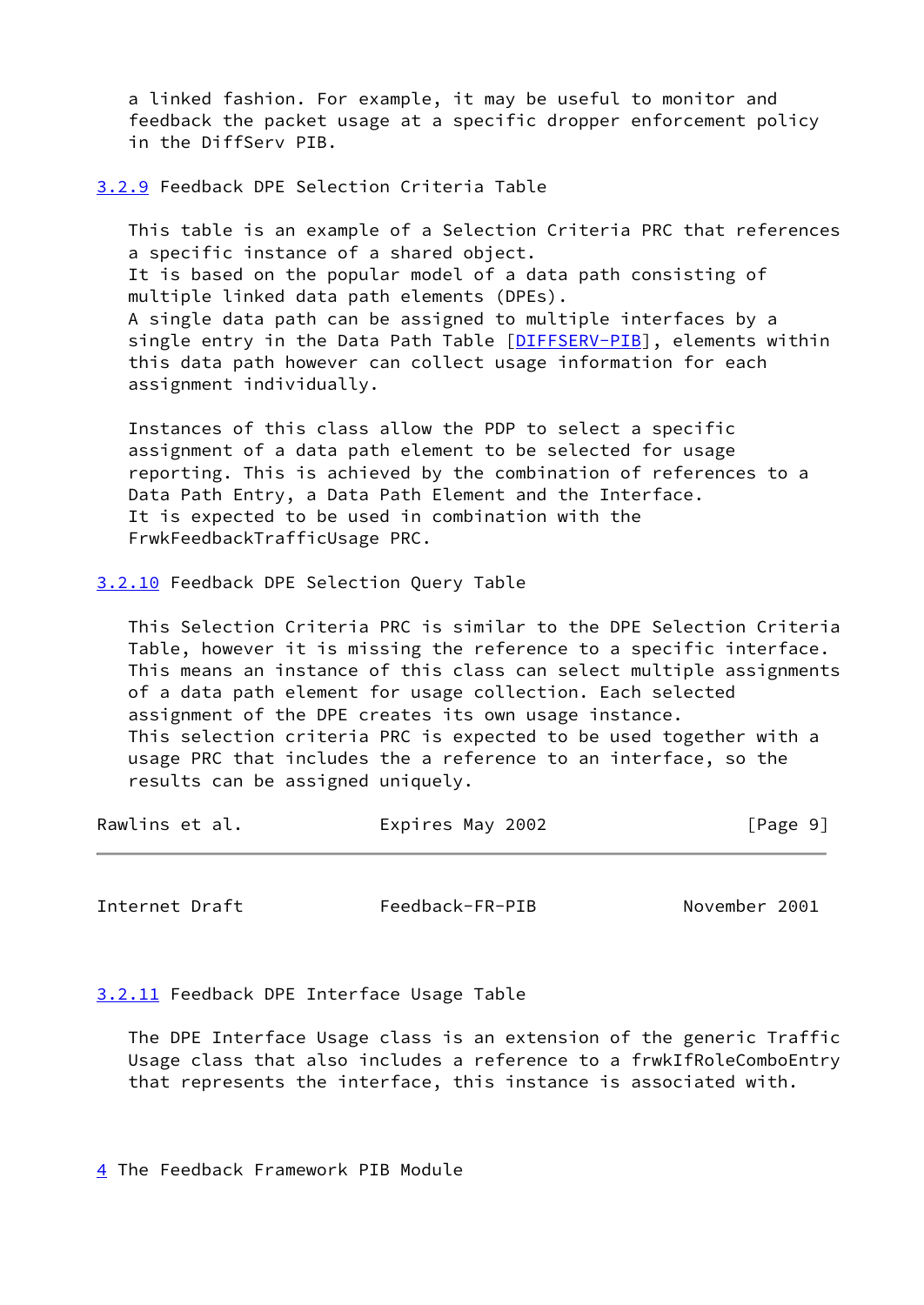a linked fashion. For example, it may be useful to monitor and feedback the packet usage at a specific dropper enforcement policy in the DiffServ PIB.

### 3.2.9 Feedback DPE Selection Criteria Table

This table is an example of a Selection Criteria PRC that references a specific instance of a shared object.
It is based on the popular model of a data path consisting of multiple linked data path elements (DPEs).
A single data path can be assigned to multiple interfaces by a single entry in the Data Path Table [DIFFSERV-PIB], elements within this data path however can collect usage information for each assignment individually.

Instances of this class allow the PDP to select a specific assignment of a data path element to be selected for usage reporting. This is achieved by the combination of references to a Data Path Entry, a Data Path Element and the Interface.
It is expected to be used in combination with the FrwkFeedbackTrafficUsage PRC.

### 3.2.10 Feedback DPE Selection Query Table

This Selection Criteria PRC is similar to the DPE Selection Criteria Table, however it is missing the reference to a specific interface.
This means an instance of this class can select multiple assignments of a data path element for usage collection. Each selected assignment of the DPE creates its own usage instance.
This selection criteria PRC is expected to be used together with a usage PRC that includes the a reference to an interface, so the results can be assigned uniquely.

### 3.2.11 Feedback DPE Interface Usage Table

The DPE Interface Usage class is an extension of the generic Traffic Usage class that also includes a reference to a frwkIfRoleComboEntry that represents the interface, this instance is associated with.

## 4 The Feedback Framework PIB Module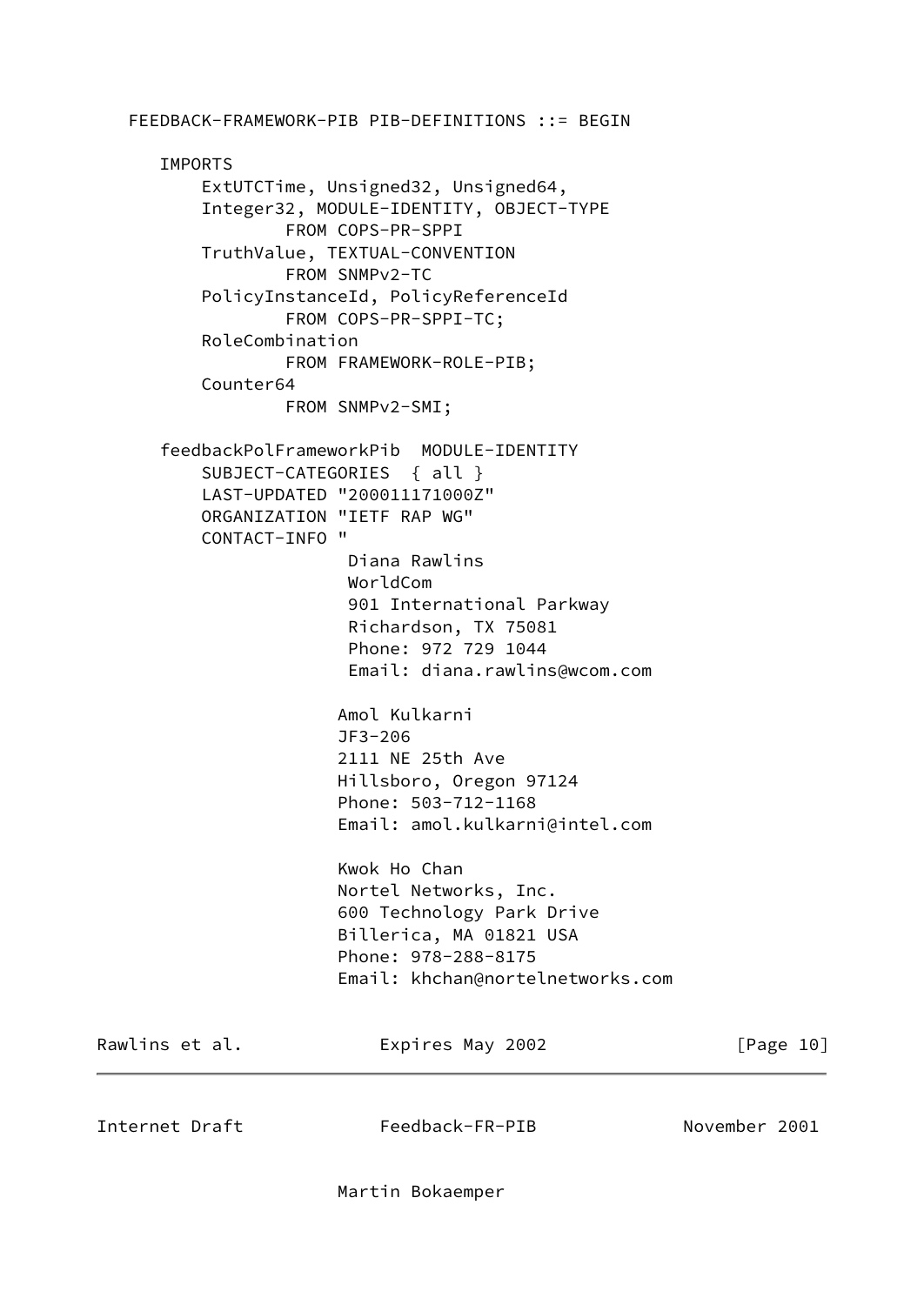```
FEEDBACK-FRAMEWORK-PIB PIB-DEFINITIONS ::= BEGIN

   IMPORTS
       ExtUTCTime, Unsigned32, Unsigned64,
       Integer32, MODULE-IDENTITY, OBJECT-TYPE
               FROM COPS-PR-SPPI
       TruthValue, TEXTUAL-CONVENTION
               FROM SNMPv2-TC
       PolicyInstanceId, PolicyReferenceId
               FROM COPS-PR-SPPI-TC;
       RoleCombination
               FROM FRAMEWORK-ROLE-PIB;
       Counter64
               FROM SNMPv2-SMI;

   feedbackPolFrameworkPib  MODULE-IDENTITY
       SUBJECT-CATEGORIES  { all }
       LAST-UPDATED "200011171000Z"
       ORGANIZATION "IETF RAP WG"
       CONTACT-INFO "
                     Diana Rawlins
                     WorldCom
                     901 International Parkway
                     Richardson, TX 75081
                     Phone: 972 729 1044
                     Email: diana.rawlins@wcom.com

                    Amol Kulkarni
                    JF3-206
                    2111 NE 25th Ave
                    Hillsboro, Oregon 97124
                    Phone: 503-712-1168
                    Email: amol.kulkarni@intel.com

                    Kwok Ho Chan
                    Nortel Networks, Inc.
                    600 Technology Park Drive
                    Billerica, MA 01821 USA
                    Phone: 978-288-8175
                    Email: khchan@nortelnetworks.com

                    Martin Bokaemper
```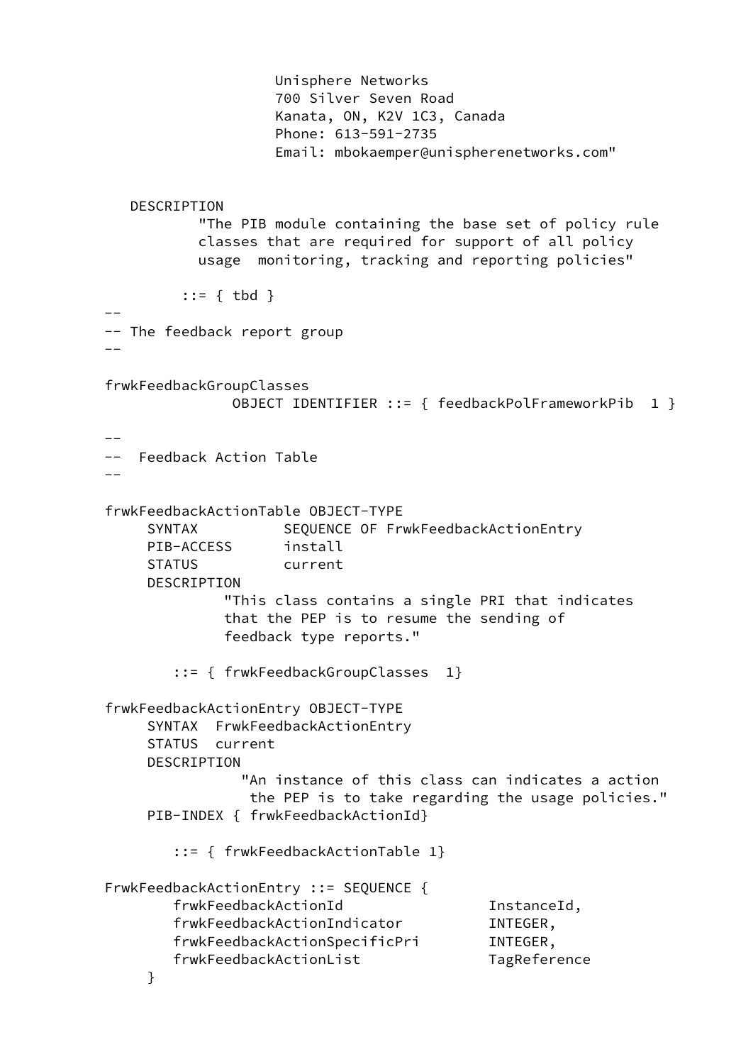```
                      Unisphere Networks
                      700 Silver Seven Road
                      Kanata, ON, K2V 1C3, Canada
                      Phone: 613-591-2735
                      Email: mbokaemper@unispherenetworks.com"


   DESCRIPTION
           "The PIB module containing the base set of policy rule
           classes that are required for support of all policy
           usage  monitoring, tracking and reporting policies"

         ::= { tbd }
--
-- The feedback report group
--

frwkFeedbackGroupClasses
               OBJECT IDENTIFIER ::= { feedbackPolFrameworkPib  1 }

--
--  Feedback Action Table
--

frwkFeedbackActionTable OBJECT-TYPE
     SYNTAX          SEQUENCE OF FrwkFeedbackActionEntry
     PIB-ACCESS      install
     STATUS          current
     DESCRIPTION
              "This class contains a single PRI that indicates
              that the PEP is to resume the sending of
              feedback type reports."

        ::= { frwkFeedbackGroupClasses  1}

frwkFeedbackActionEntry OBJECT-TYPE
     SYNTAX  FrwkFeedbackActionEntry
     STATUS  current
     DESCRIPTION
                "An instance of this class can indicates a action
                 the PEP is to take regarding the usage policies."
     PIB-INDEX { frwkFeedbackActionId}

        ::= { frwkFeedbackActionTable 1}

FrwkFeedbackActionEntry ::= SEQUENCE {
        frwkFeedbackActionId                InstanceId,
        frwkFeedbackActionIndicator         INTEGER,
        frwkFeedbackActionSpecificPri       INTEGER,
        frwkFeedbackActionList              TagReference
     }
```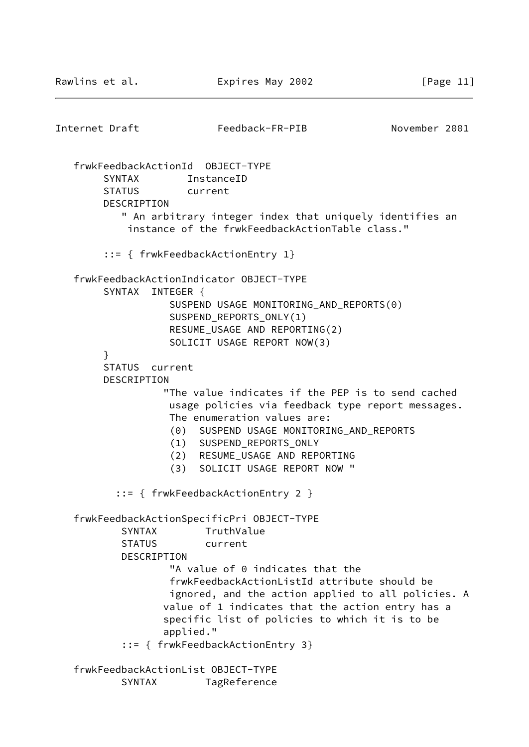```
   frwkFeedbackActionId  OBJECT-TYPE
        SYNTAX        InstanceID
        STATUS        current
        DESCRIPTION
           " An arbitrary integer index that uniquely identifies an
             instance of the frwkFeedbackActionTable class."

        ::= { frwkFeedbackActionEntry 1}

   frwkFeedbackActionIndicator OBJECT-TYPE
        SYNTAX  INTEGER {
                   SUSPEND USAGE MONITORING_AND_REPORTS(0)
                   SUSPEND_REPORTS_ONLY(1)
                   RESUME_USAGE AND REPORTING(2)
                   SOLICIT USAGE REPORT NOW(3)
        }
        STATUS  current
        DESCRIPTION
                  "The value indicates if the PEP is to send cached
                   usage policies via feedback type report messages.
                   The enumeration values are:
                   (0)  SUSPEND USAGE MONITORING_AND_REPORTS
                   (1)  SUSPEND_REPORTS_ONLY
                   (2)  RESUME_USAGE AND REPORTING
                   (3)  SOLICIT USAGE REPORT NOW "

          ::= { frwkFeedbackActionEntry 2 }

   frwkFeedbackActionSpecificPri OBJECT-TYPE
           SYNTAX        TruthValue
           STATUS        current
           DESCRIPTION
                   "A value of 0 indicates that the
                   frwkFeedbackActionListId attribute should be
                   ignored, and the action applied to all policies. A
                  value of 1 indicates that the action entry has a
                  specific list of policies to which it is to be
                  applied."
           ::= { frwkFeedbackActionEntry 3}

   frwkFeedbackActionList OBJECT-TYPE
           SYNTAX        TagReference
```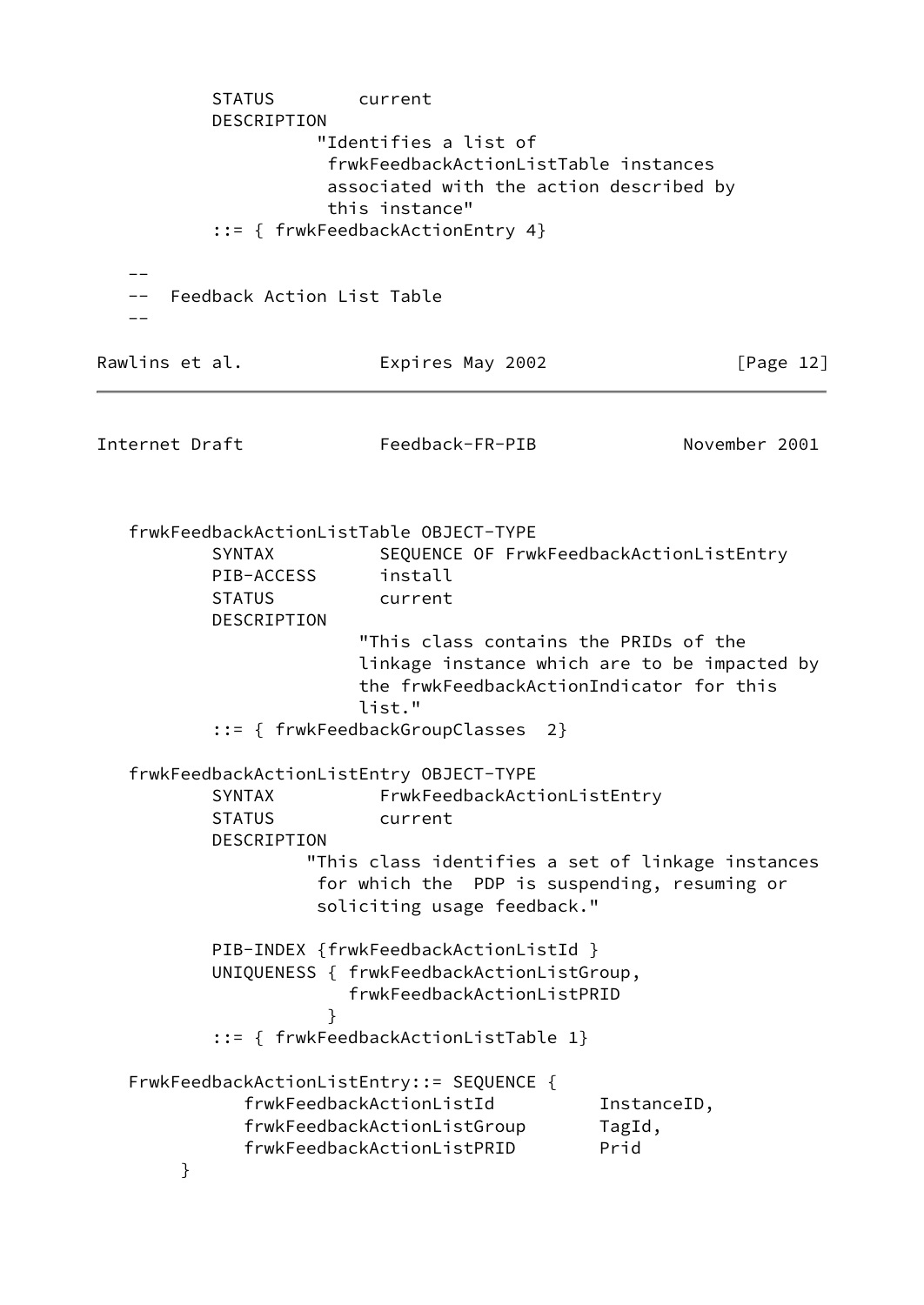```
          STATUS        current
          DESCRIPTION
                    "Identifies a list of
                     frwkFeedbackActionListTable instances
                     associated with the action described by
                     this instance"
          ::= { frwkFeedbackActionEntry 4}

   --
   --  Feedback Action List Table
   --
```

```
   frwkFeedbackActionListTable OBJECT-TYPE
          SYNTAX          SEQUENCE OF FrwkFeedbackActionListEntry
          PIB-ACCESS      install
          STATUS          current
          DESCRIPTION
                       "This class contains the PRIDs of the
                       linkage instance which are to be impacted by
                       the frwkFeedbackActionIndicator for this
                       list."
          ::= { frwkFeedbackGroupClasses  2}

   frwkFeedbackActionListEntry OBJECT-TYPE
          SYNTAX          FrwkFeedbackActionListEntry
          STATUS          current
          DESCRIPTION
                    "This class identifies a set of linkage instances
                     for which the  PDP is suspending, resuming or
                     soliciting usage feedback."

          PIB-INDEX {frwkFeedbackActionListId }
          UNIQUENESS { frwkFeedbackActionListGroup,
                       frwkFeedbackActionListPRID
                     }
          ::= { frwkFeedbackActionListTable 1}

   FrwkFeedbackActionListEntry::= SEQUENCE {
             frwkFeedbackActionListId          InstanceID,
             frwkFeedbackActionListGroup       TagId,
             frwkFeedbackActionListPRID        Prid
        }
```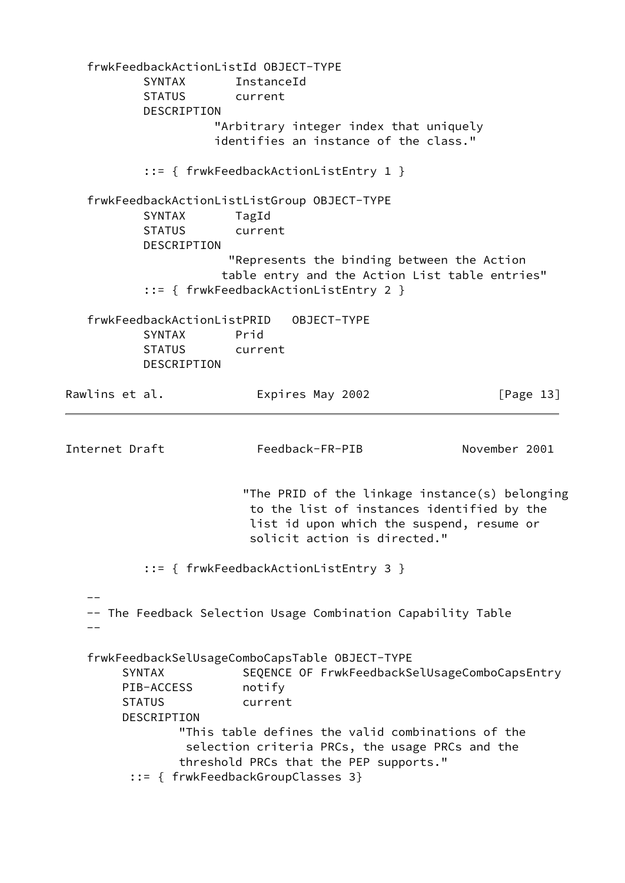```
   frwkFeedbackActionListId OBJECT-TYPE
           SYNTAX       InstanceId
           STATUS       current
           DESCRIPTION
                      "Arbitrary integer index that uniquely
                      identifies an instance of the class."

           ::= { frwkFeedbackActionListEntry 1 }

   frwkFeedbackActionListListGroup OBJECT-TYPE
           SYNTAX       TagId
           STATUS       current
           DESCRIPTION
                        "Represents the binding between the Action
                       table entry and the Action List table entries"
           ::= { frwkFeedbackActionListEntry 2 }

   frwkFeedbackActionListPRID   OBJECT-TYPE
           SYNTAX       Prid
           STATUS       current
           DESCRIPTION
```

```
                           "The PRID of the linkage instance(s) belonging
                            to the list of instances identified by the
                            list id upon which the suspend, resume or
                            solicit action is directed."

           ::= { frwkFeedbackActionListEntry 3 }

   --
   -- The Feedback Selection Usage Combination Capability Table
   --

   frwkFeedbackSelUsageComboCapsTable OBJECT-TYPE
        SYNTAX           SEQENCE OF FrwkFeedbackSelUsageComboCapsEntry
        PIB-ACCESS       notify
        STATUS           current
        DESCRIPTION
                "This table defines the valid combinations of the
                 selection criteria PRCs, the usage PRCs and the
                threshold PRCs that the PEP supports."
         ::= { frwkFeedbackGroupClasses 3}
```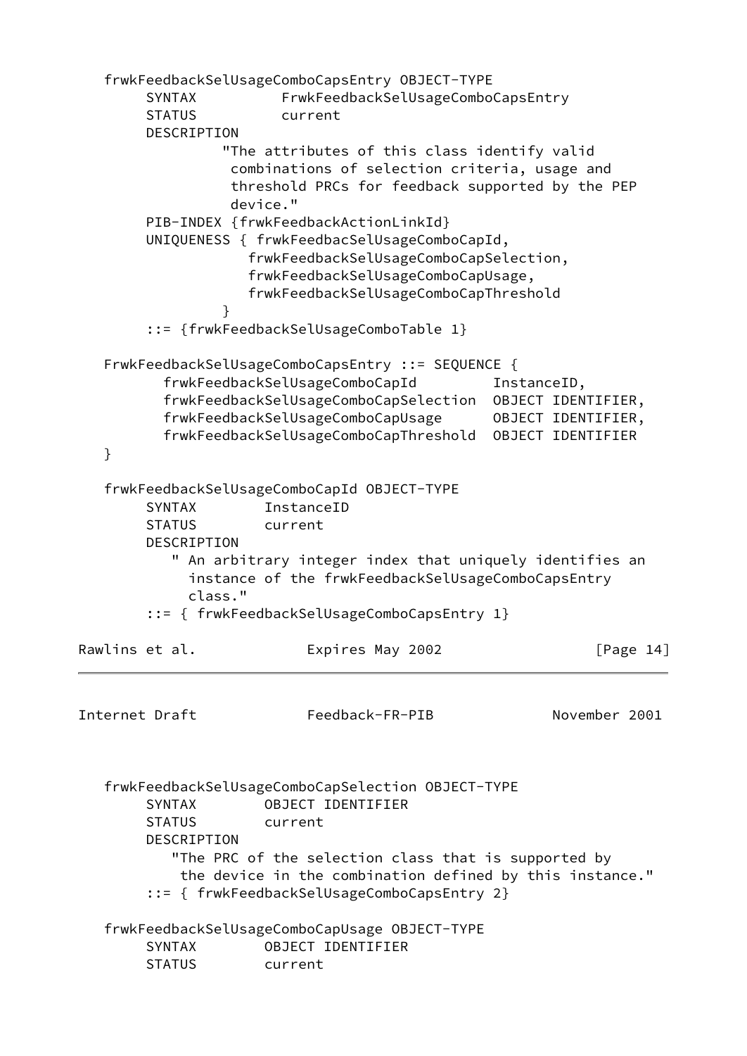```
   frwkFeedbackSelUsageComboCapsEntry OBJECT-TYPE
        SYNTAX          FrwkFeedbackSelUsageComboCapsEntry
        STATUS          current
        DESCRIPTION
                 "The attributes of this class identify valid
                  combinations of selection criteria, usage and
                  threshold PRCs for feedback supported by the PEP
                  device."
        PIB-INDEX {frwkFeedbackActionLinkId}
        UNIQUENESS { frwkFeedbacSelUsageComboCapId,
                     frwkFeedbackSelUsageComboCapSelection,
                     frwkFeedbackSelUsageComboCapUsage,
                     frwkFeedbackSelUsageComboCapThreshold
                 }
        ::= {frwkFeedbackSelUsageComboTable 1}

   FrwkFeedbackSelUsageComboCapsEntry ::= SEQUENCE {
          frwkFeedbackSelUsageComboCapId         InstanceID,
          frwkFeedbackSelUsageComboCapSelection  OBJECT IDENTIFIER,
          frwkFeedbackSelUsageComboCapUsage      OBJECT IDENTIFIER,
          frwkFeedbackSelUsageComboCapThreshold  OBJECT IDENTIFIER
   }

   frwkFeedbackSelUsageComboCapId OBJECT-TYPE
        SYNTAX        InstanceID
        STATUS        current
        DESCRIPTION
           " An arbitrary integer index that uniquely identifies an
             instance of the frwkFeedbackSelUsageComboCapsEntry
             class."
        ::= { frwkFeedbackSelUsageComboCapsEntry 1}

   frwkFeedbackSelUsageComboCapSelection OBJECT-TYPE
        SYNTAX        OBJECT IDENTIFIER
        STATUS        current
        DESCRIPTION
           "The PRC of the selection class that is supported by
            the device in the combination defined by this instance."
        ::= { frwkFeedbackSelUsageComboCapsEntry 2}

   frwkFeedbackSelUsageComboCapUsage OBJECT-TYPE
        SYNTAX        OBJECT IDENTIFIER
        STATUS        current
```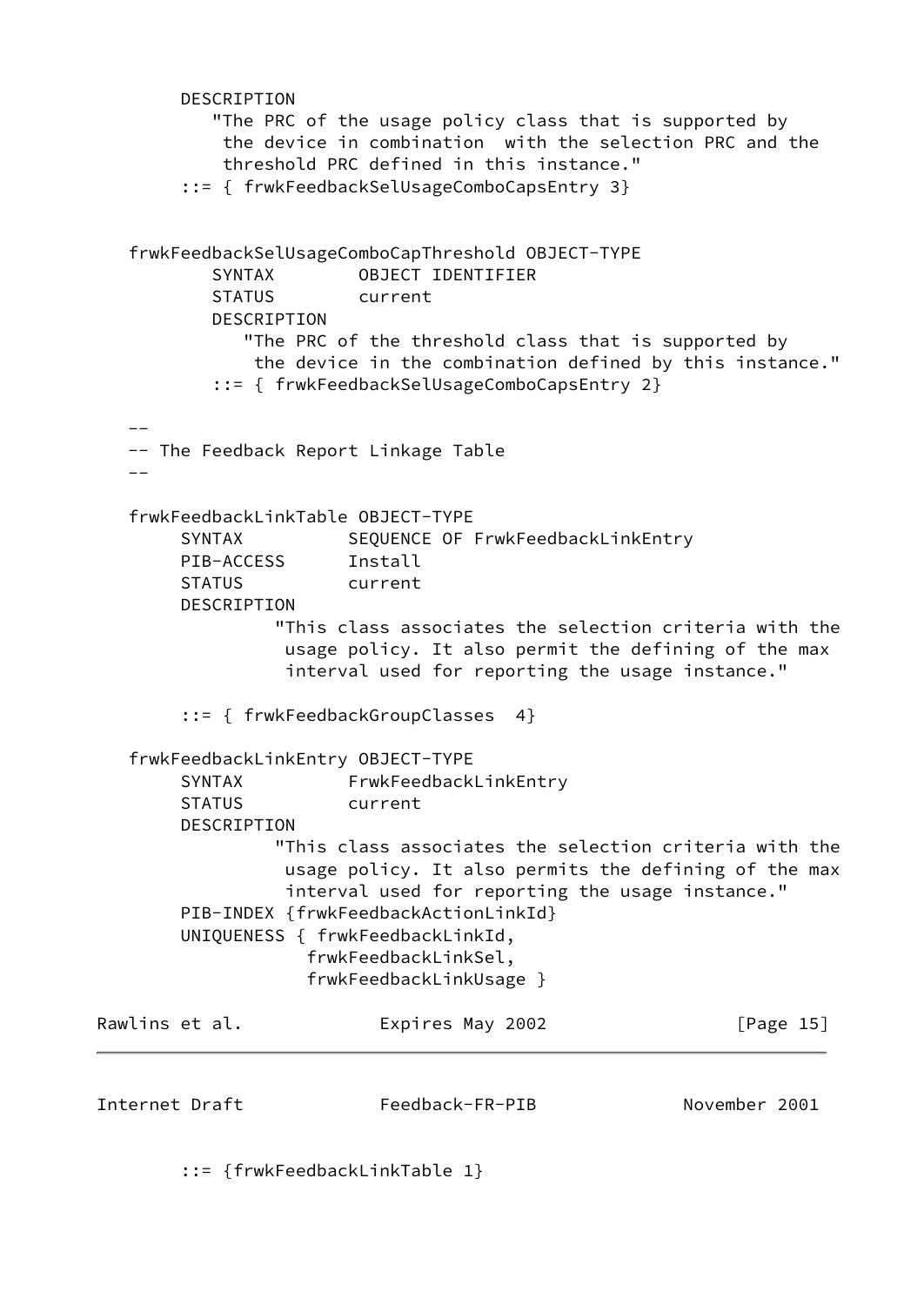```
        DESCRIPTION
           "The PRC of the usage policy class that is supported by
            the device in combination  with the selection PRC and the
            threshold PRC defined in this instance."
        ::= { frwkFeedbackSelUsageComboCapsEntry 3}


   frwkFeedbackSelUsageComboCapThreshold OBJECT-TYPE
           SYNTAX        OBJECT IDENTIFIER
           STATUS        current
           DESCRIPTION
              "The PRC of the threshold class that is supported by
               the device in the combination defined by this instance."
           ::= { frwkFeedbackSelUsageComboCapsEntry 2}

   --
   -- The Feedback Report Linkage Table
   --

   frwkFeedbackLinkTable OBJECT-TYPE
        SYNTAX          SEQUENCE OF FrwkFeedbackLinkEntry
        PIB-ACCESS      Install
        STATUS          current
        DESCRIPTION
                 "This class associates the selection criteria with the
                  usage policy. It also permit the defining of the max
                  interval used for reporting the usage instance."

        ::= { frwkFeedbackGroupClasses  4}

   frwkFeedbackLinkEntry OBJECT-TYPE
        SYNTAX          FrwkFeedbackLinkEntry
        STATUS          current
        DESCRIPTION
                 "This class associates the selection criteria with the
                  usage policy. It also permits the defining of the max
                  interval used for reporting the usage instance."
        PIB-INDEX {frwkFeedbackActionLinkId}
        UNIQUENESS { frwkFeedbackLinkId,
                    frwkFeedbackLinkSel,
                    frwkFeedbackLinkUsage }

        ::= {frwkFeedbackLinkTable 1}
```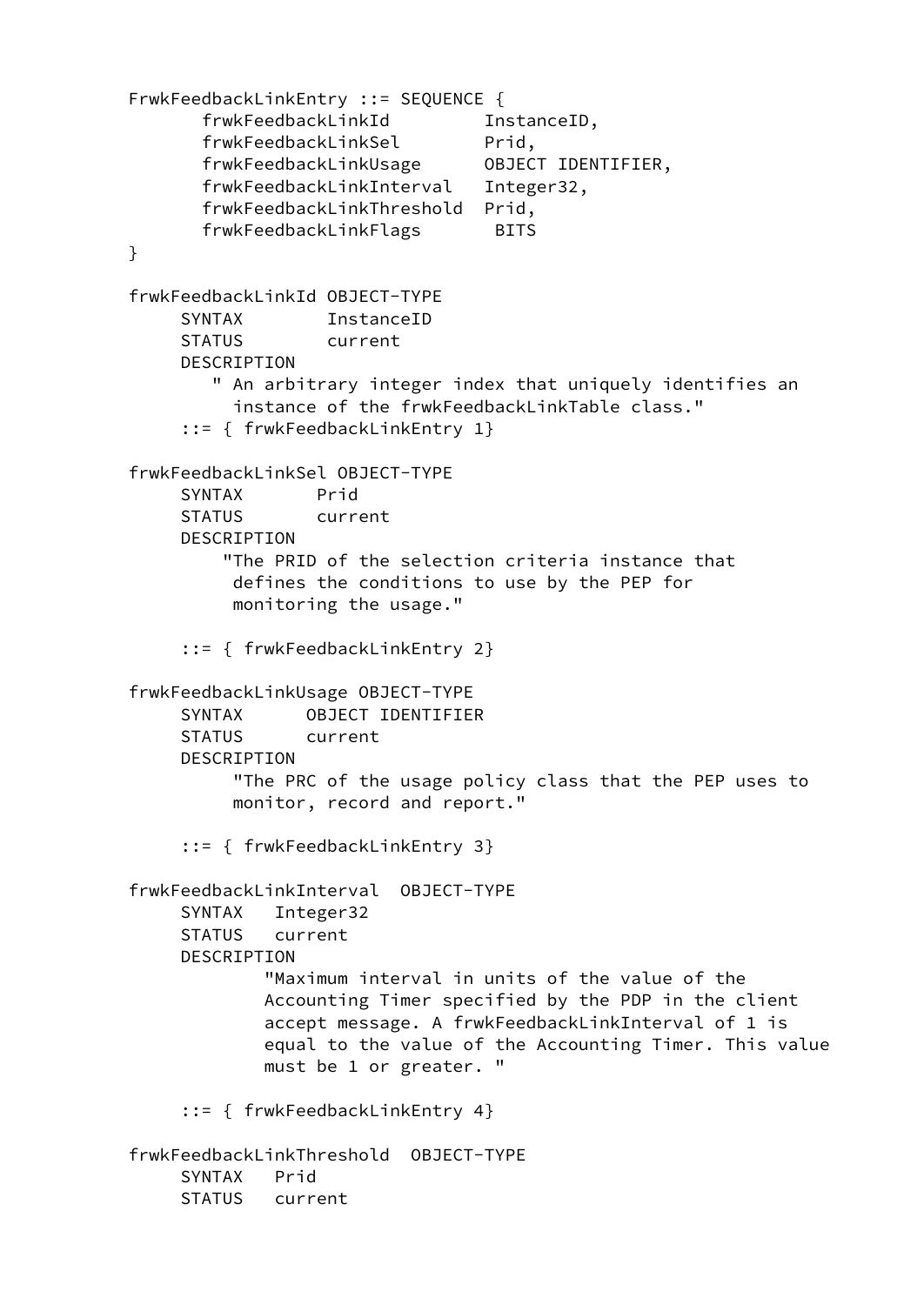```
FrwkFeedbackLinkEntry ::= SEQUENCE {
       frwkFeedbackLinkId         InstanceID,
       frwkFeedbackLinkSel        Prid,
       frwkFeedbackLinkUsage      OBJECT IDENTIFIER,
       frwkFeedbackLinkInterval   Integer32,
       frwkFeedbackLinkThreshold  Prid,
       frwkFeedbackLinkFlags       BITS
}

frwkFeedbackLinkId OBJECT-TYPE
     SYNTAX        InstanceID
     STATUS        current
     DESCRIPTION
        " An arbitrary integer index that uniquely identifies an
          instance of the frwkFeedbackLinkTable class."
     ::= { frwkFeedbackLinkEntry 1}

frwkFeedbackLinkSel OBJECT-TYPE
     SYNTAX       Prid
     STATUS       current
     DESCRIPTION
         "The PRID of the selection criteria instance that
          defines the conditions to use by the PEP for
          monitoring the usage."

     ::= { frwkFeedbackLinkEntry 2}

frwkFeedbackLinkUsage OBJECT-TYPE
     SYNTAX      OBJECT IDENTIFIER
     STATUS      current
     DESCRIPTION
          "The PRC of the usage policy class that the PEP uses to
          monitor, record and report."

     ::= { frwkFeedbackLinkEntry 3}

frwkFeedbackLinkInterval  OBJECT-TYPE
     SYNTAX   Integer32
     STATUS   current
     DESCRIPTION
             "Maximum interval in units of the value of the
             Accounting Timer specified by the PDP in the client
             accept message. A frwkFeedbackLinkInterval of 1 is
             equal to the value of the Accounting Timer. This value
             must be 1 or greater. "

     ::= { frwkFeedbackLinkEntry 4}

frwkFeedbackLinkThreshold  OBJECT-TYPE
     SYNTAX   Prid
     STATUS   current
```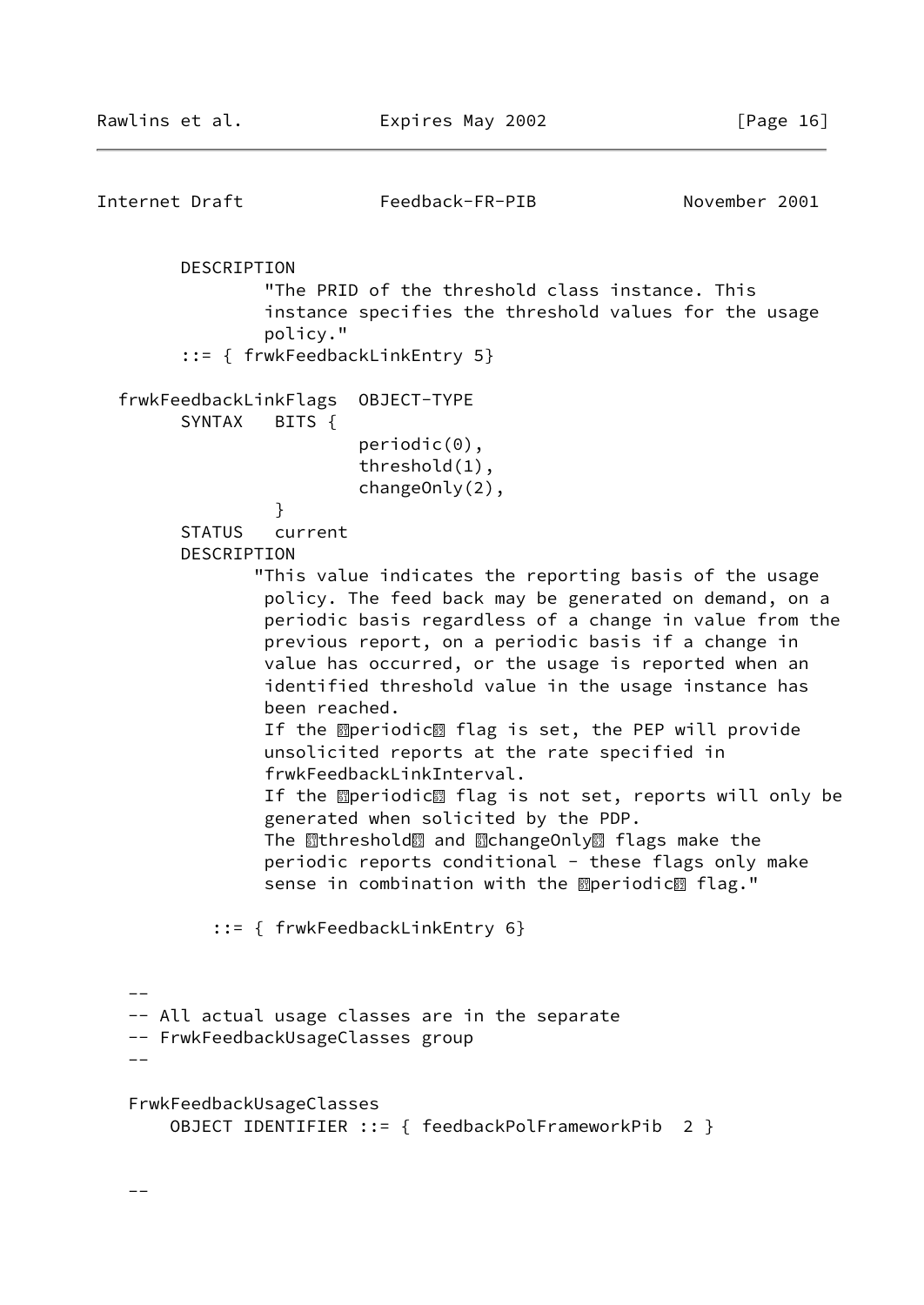```
        DESCRIPTION
                "The PRID of the threshold class instance. This
                instance specifies the threshold values for the usage
                policy."
        ::= { frwkFeedbackLinkEntry 5}

  frwkFeedbackLinkFlags  OBJECT-TYPE
        SYNTAX   BITS {
                         periodic(0),
                         threshold(1),
                         changeOnly(2),
                 }
        STATUS   current
        DESCRIPTION
               "This value indicates the reporting basis of the usage
                policy. The feed back may be generated on demand, on a
                periodic basis regardless of a change in value from the
                previous report, on a periodic basis if a change in
                value has occurred, or the usage is reported when an
                identified threshold value in the usage instance has
                been reached.
                If the periodic flag is set, the PEP will provide
                unsolicited reports at the rate specified in
                frwkFeedbackLinkInterval.
                If the periodic flag is not set, reports will only be
                generated when solicited by the PDP.
                The threshold and changeOnly flags make the
                periodic reports conditional - these flags only make
                sense in combination with the periodic flag."

           ::= { frwkFeedbackLinkEntry 6}


   --
   -- All actual usage classes are in the separate
   -- FrwkFeedbackUsageClasses group
   --

   FrwkFeedbackUsageClasses
       OBJECT IDENTIFIER ::= { feedbackPolFrameworkPib  2 }


   --
```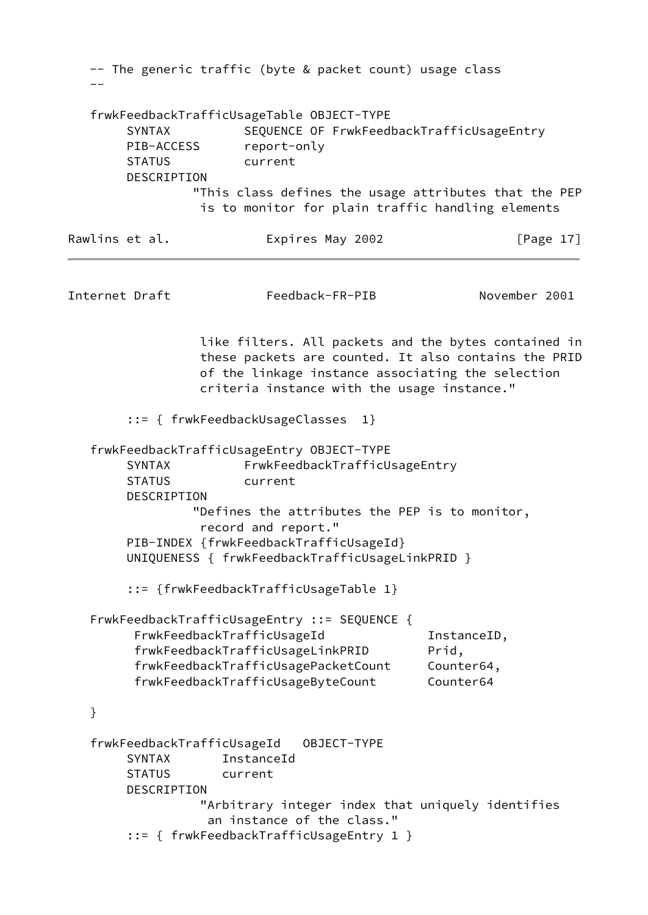```
-- The generic traffic (byte & packet count) usage class
--

frwkFeedbackTrafficUsageTable OBJECT-TYPE
     SYNTAX          SEQUENCE OF FrwkFeedbackTrafficUsageEntry
     PIB-ACCESS      report-only
     STATUS          current
     DESCRIPTION
             "This class defines the usage attributes that the PEP
              is to monitor for plain traffic handling elements
              like filters. All packets and the bytes contained in
              these packets are counted. It also contains the PRID
              of the linkage instance associating the selection
              criteria instance with the usage instance."

     ::= { frwkFeedbackUsageClasses  1}

frwkFeedbackTrafficUsageEntry OBJECT-TYPE
     SYNTAX          FrwkFeedbackTrafficUsageEntry
     STATUS          current
     DESCRIPTION
             "Defines the attributes the PEP is to monitor,
              record and report."
     PIB-INDEX {frwkFeedbackTrafficUsageId}
     UNIQUENESS { frwkFeedbackTrafficUsageLinkPRID }

     ::= {frwkFeedbackTrafficUsageTable 1}

FrwkFeedbackTrafficUsageEntry ::= SEQUENCE {
      FrwkFeedbackTrafficUsageId              InstanceID,
      frwkFeedbackTrafficUsageLinkPRID        Prid,
      frwkFeedbackTrafficUsagePacketCount     Counter64,
      frwkFeedbackTrafficUsageByteCount       Counter64

}

frwkFeedbackTrafficUsageId   OBJECT-TYPE
     SYNTAX       InstanceId
     STATUS       current
     DESCRIPTION
              "Arbitrary integer index that uniquely identifies
               an instance of the class."
     ::= { frwkFeedbackTrafficUsageEntry 1 }
```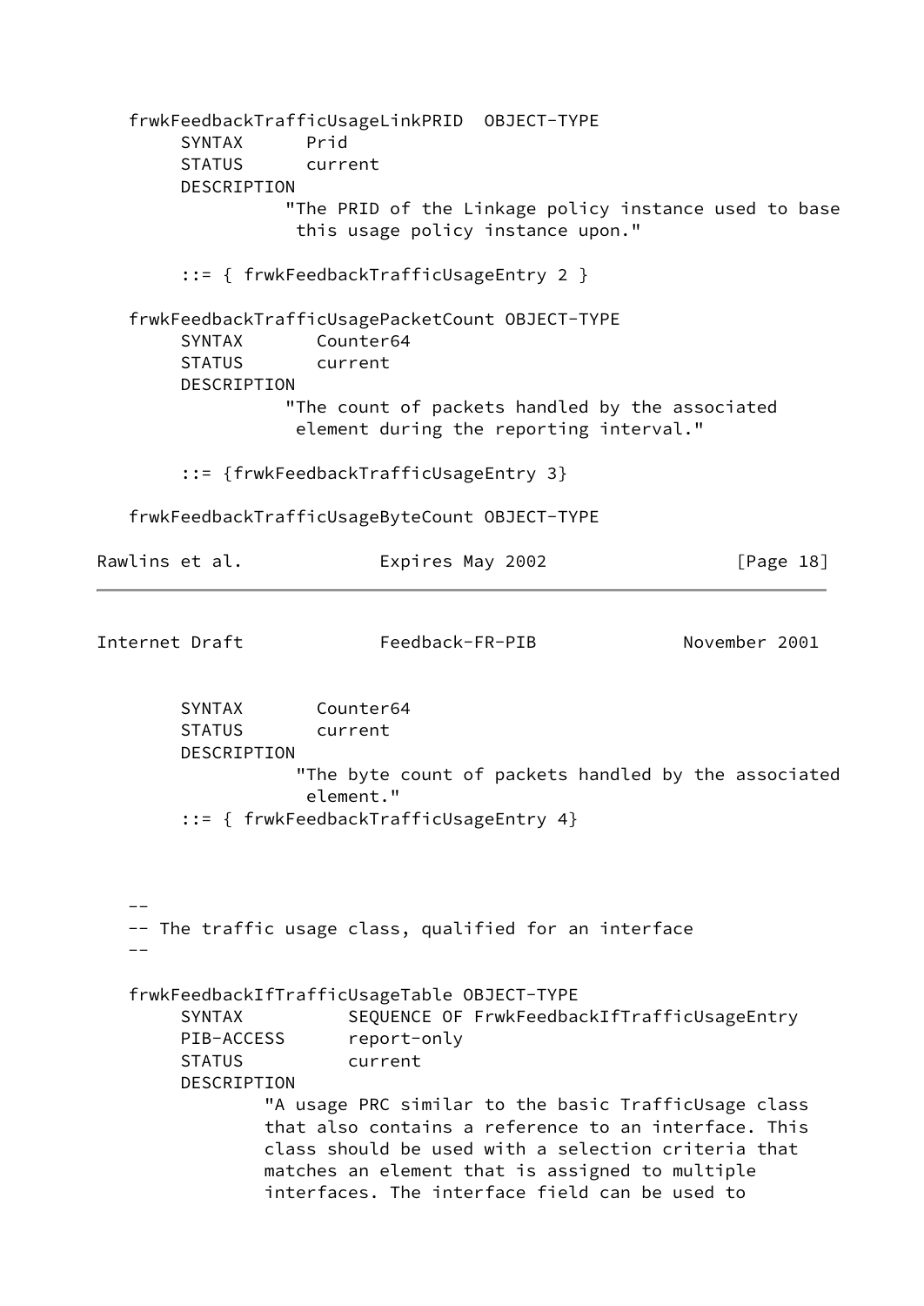```
   frwkFeedbackTrafficUsageLinkPRID  OBJECT-TYPE
        SYNTAX      Prid
        STATUS      current
        DESCRIPTION
                  "The PRID of the Linkage policy instance used to base
                   this usage policy instance upon."

        ::= { frwkFeedbackTrafficUsageEntry 2 }

   frwkFeedbackTrafficUsagePacketCount OBJECT-TYPE
        SYNTAX       Counter64
        STATUS       current
        DESCRIPTION
                  "The count of packets handled by the associated
                   element during the reporting interval."

        ::= {frwkFeedbackTrafficUsageEntry 3}

   frwkFeedbackTrafficUsageByteCount OBJECT-TYPE
        SYNTAX       Counter64
        STATUS       current
        DESCRIPTION
                   "The byte count of packets handled by the associated
                    element."
        ::= { frwkFeedbackTrafficUsageEntry 4}



   --
   -- The traffic usage class, qualified for an interface
   --

   frwkFeedbackIfTrafficUsageTable OBJECT-TYPE
        SYNTAX          SEQUENCE OF FrwkFeedbackIfTrafficUsageEntry
        PIB-ACCESS      report-only
        STATUS          current
        DESCRIPTION
                "A usage PRC similar to the basic TrafficUsage class
                that also contains a reference to an interface. This
                class should be used with a selection criteria that
                matches an element that is assigned to multiple
                interfaces. The interface field can be used to
```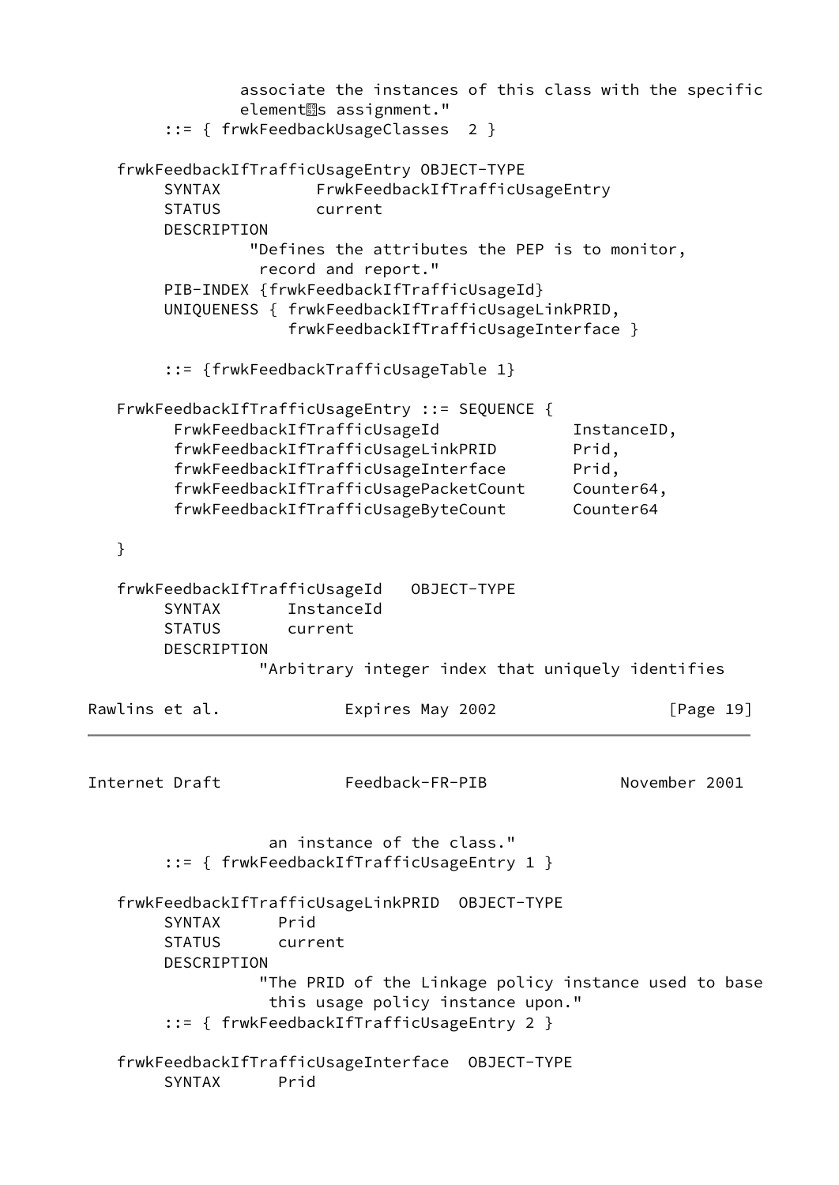```
               associate the instances of this class with the specific
               element�s assignment."
        ::= { frwkFeedbackUsageClasses  2 }

   frwkFeedbackIfTrafficUsageEntry OBJECT-TYPE
        SYNTAX          FrwkFeedbackIfTrafficUsageEntry
        STATUS          current
        DESCRIPTION
                 "Defines the attributes the PEP is to monitor,
                  record and report."
        PIB-INDEX {frwkFeedbackIfTrafficUsageId}
        UNIQUENESS { frwkFeedbackIfTrafficUsageLinkPRID,
                     frwkFeedbackIfTrafficUsageInterface }

        ::= {frwkFeedbackTrafficUsageTable 1}

   FrwkFeedbackIfTrafficUsageEntry ::= SEQUENCE {
         FrwkFeedbackIfTrafficUsageId              InstanceID,
         frwkFeedbackIfTrafficUsageLinkPRID        Prid,
         frwkFeedbackIfTrafficUsageInterface       Prid,
         frwkFeedbackIfTrafficUsagePacketCount     Counter64,
         frwkFeedbackIfTrafficUsageByteCount       Counter64

   }

   frwkFeedbackIfTrafficUsageId   OBJECT-TYPE
        SYNTAX       InstanceId
        STATUS       current
        DESCRIPTION
                  "Arbitrary integer index that uniquely identifies
                  an instance of the class."
        ::= { frwkFeedbackIfTrafficUsageEntry 1 }

   frwkFeedbackIfTrafficUsageLinkPRID  OBJECT-TYPE
        SYNTAX      Prid
        STATUS      current
        DESCRIPTION
                  "The PRID of the Linkage policy instance used to base
                   this usage policy instance upon."
        ::= { frwkFeedbackIfTrafficUsageEntry 2 }

   frwkFeedbackIfTrafficUsageInterface  OBJECT-TYPE
        SYNTAX      Prid
```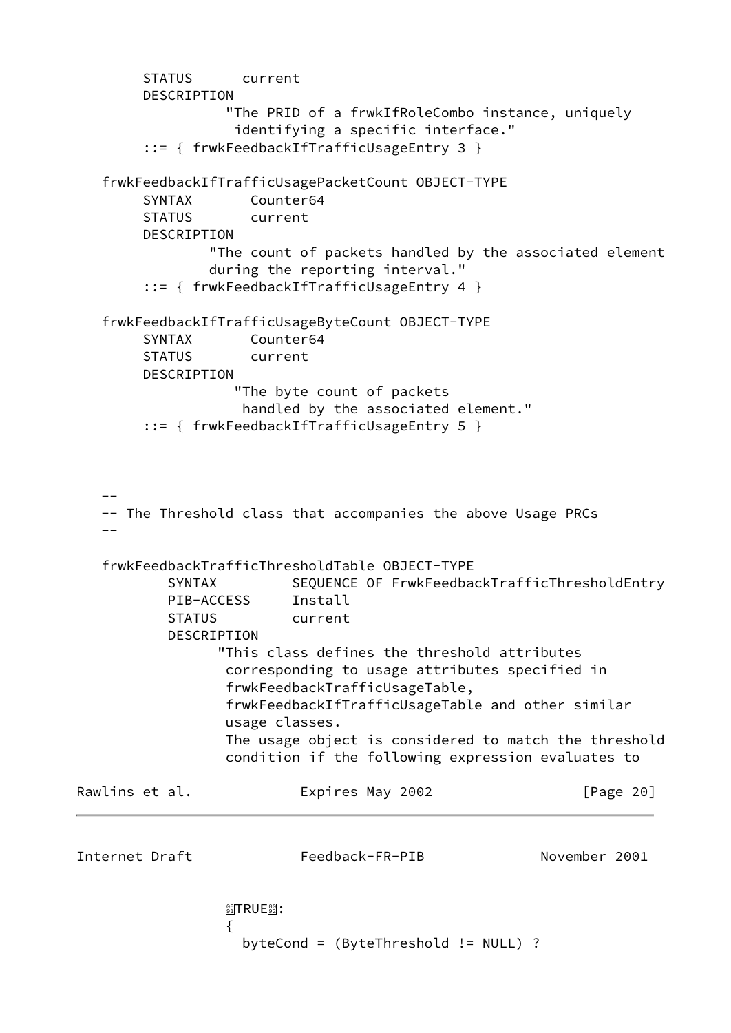```
        STATUS      current
        DESCRIPTION
                  "The PRID of a frwkIfRoleCombo instance, uniquely
                   identifying a specific interface."
        ::= { frwkFeedbackIfTrafficUsageEntry 3 }

   frwkFeedbackIfTrafficUsagePacketCount OBJECT-TYPE
        SYNTAX       Counter64
        STATUS       current
        DESCRIPTION
                "The count of packets handled by the associated element
                during the reporting interval."
        ::= { frwkFeedbackIfTrafficUsageEntry 4 }

   frwkFeedbackIfTrafficUsageByteCount OBJECT-TYPE
        SYNTAX       Counter64
        STATUS       current
        DESCRIPTION
                   "The byte count of packets
                    handled by the associated element."
        ::= { frwkFeedbackIfTrafficUsageEntry 5 }



   --
   -- The Threshold class that accompanies the above Usage PRCs
   --

   frwkFeedbackTrafficThresholdTable OBJECT-TYPE
           SYNTAX         SEQUENCE OF FrwkFeedbackTrafficThresholdEntry
           PIB-ACCESS     Install
           STATUS         current
           DESCRIPTION
                 "This class defines the threshold attributes
                  corresponding to usage attributes specified in
                  frwkFeedbackTrafficUsageTable,
                  frwkFeedbackIfTrafficUsageTable and other similar
                  usage classes.
                  The usage object is considered to match the threshold
                  condition if the following expression evaluates to
```

```
                 "TRUE":
                  {
                    byteCond = (ByteThreshold != NULL) ?
```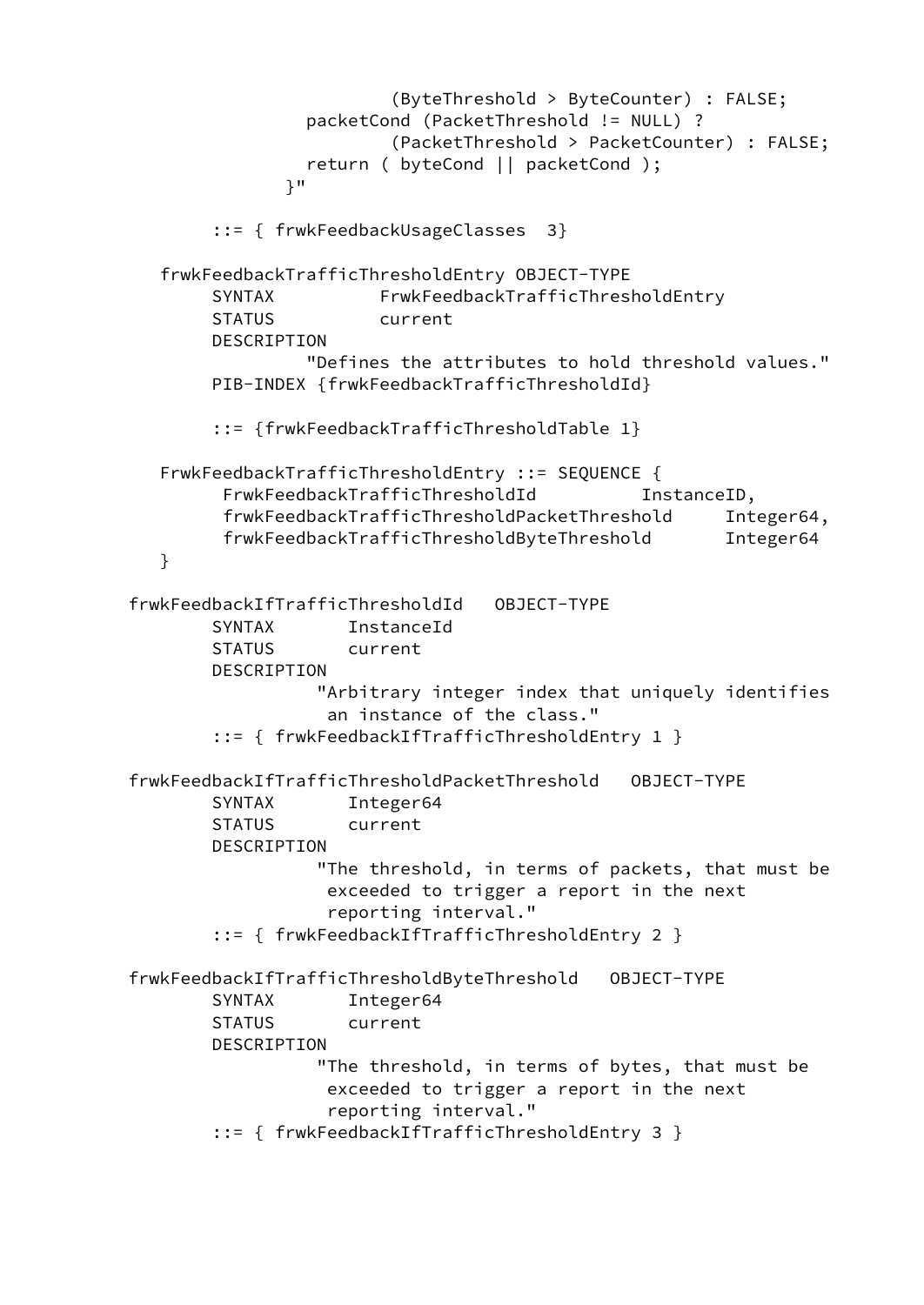```
                        (ByteThreshold > ByteCounter) : FALSE;
                packetCond (PacketThreshold != NULL) ?
                        (PacketThreshold > PacketCounter) : FALSE;
                return ( byteCond || packetCond );
              }"

        ::= { frwkFeedbackUsageClasses  3}

   frwkFeedbackTrafficThresholdEntry OBJECT-TYPE
        SYNTAX          FrwkFeedbackTrafficThresholdEntry
        STATUS          current
        DESCRIPTION
                "Defines the attributes to hold threshold values."
        PIB-INDEX {frwkFeedbackTrafficThresholdId}

        ::= {frwkFeedbackTrafficThresholdTable 1}

   FrwkFeedbackTrafficThresholdEntry ::= SEQUENCE {
         FrwkFeedbackTrafficThresholdId          InstanceID,
         frwkFeedbackTrafficThresholdPacketThreshold     Integer64,
         frwkFeedbackTrafficThresholdByteThreshold       Integer64
   }

frwkFeedbackIfTrafficThresholdId   OBJECT-TYPE
        SYNTAX       InstanceId
        STATUS       current
        DESCRIPTION
                 "Arbitrary integer index that uniquely identifies
                  an instance of the class."
        ::= { frwkFeedbackIfTrafficThresholdEntry 1 }

frwkFeedbackIfTrafficThresholdPacketThreshold   OBJECT-TYPE
        SYNTAX       Integer64
        STATUS       current
        DESCRIPTION
                 "The threshold, in terms of packets, that must be
                  exceeded to trigger a report in the next
                  reporting interval."
        ::= { frwkFeedbackIfTrafficThresholdEntry 2 }

frwkFeedbackIfTrafficThresholdByteThreshold   OBJECT-TYPE
        SYNTAX       Integer64
        STATUS       current
        DESCRIPTION
                 "The threshold, in terms of bytes, that must be
                  exceeded to trigger a report in the next
                  reporting interval."
        ::= { frwkFeedbackIfTrafficThresholdEntry 3 }
```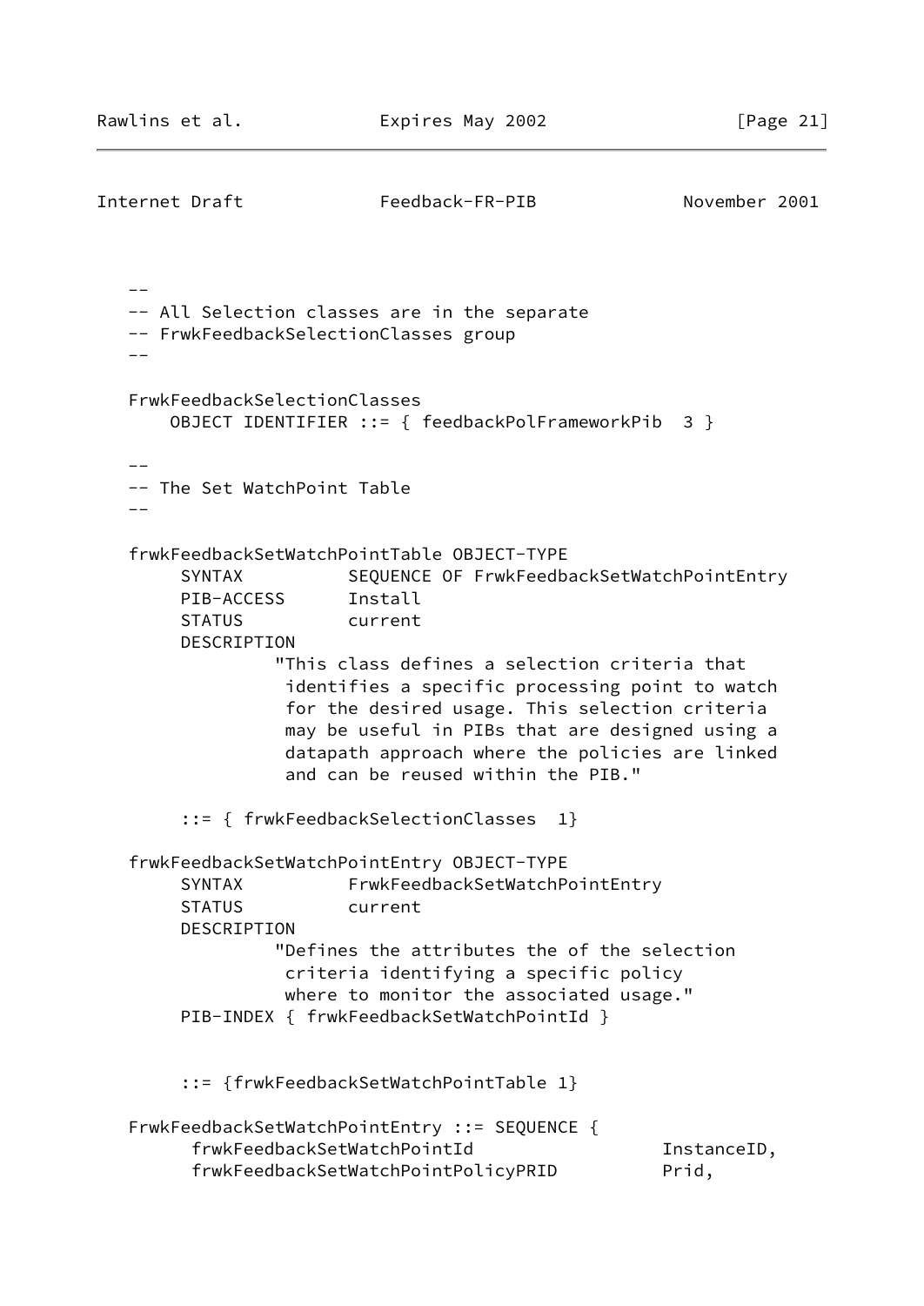```
   --
   -- All Selection classes are in the separate
   -- FrwkFeedbackSelectionClasses group
   --

   FrwkFeedbackSelectionClasses
       OBJECT IDENTIFIER ::= { feedbackPolFrameworkPib  3 }

   --
   -- The Set WatchPoint Table
   --

   frwkFeedbackSetWatchPointTable OBJECT-TYPE
        SYNTAX          SEQUENCE OF FrwkFeedbackSetWatchPointEntry
        PIB-ACCESS      Install
        STATUS          current
        DESCRIPTION
                 "This class defines a selection criteria that
                  identifies a specific processing point to watch
                  for the desired usage. This selection criteria
                  may be useful in PIBs that are designed using a
                  datapath approach where the policies are linked
                  and can be reused within the PIB."

        ::= { frwkFeedbackSelectionClasses  1}

   frwkFeedbackSetWatchPointEntry OBJECT-TYPE
        SYNTAX          FrwkFeedbackSetWatchPointEntry
        STATUS          current
        DESCRIPTION
                 "Defines the attributes the of the selection
                  criteria identifying a specific policy
                  where to monitor the associated usage."
        PIB-INDEX { frwkFeedbackSetWatchPointId }


        ::= {frwkFeedbackSetWatchPointTable 1}

   FrwkFeedbackSetWatchPointEntry ::= SEQUENCE {
         frwkFeedbackSetWatchPointId                  InstanceID,
         frwkFeedbackSetWatchPointPolicyPRID          Prid,
```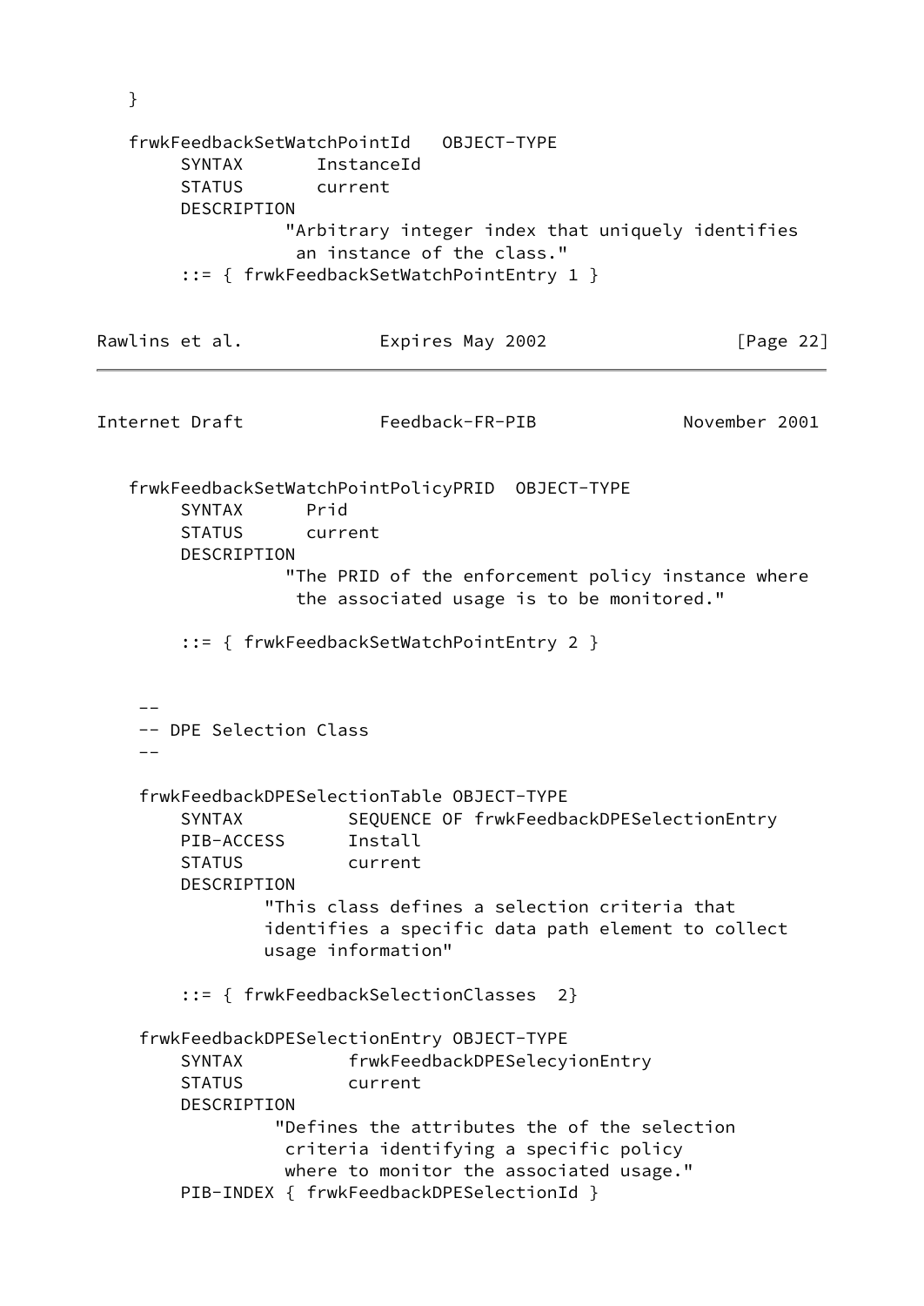```
   }

   frwkFeedbackSetWatchPointId   OBJECT-TYPE
        SYNTAX       InstanceId
        STATUS       current
        DESCRIPTION
                  "Arbitrary integer index that uniquely identifies
                   an instance of the class."
        ::= { frwkFeedbackSetWatchPointEntry 1 }
```

```
   frwkFeedbackSetWatchPointPolicyPRID  OBJECT-TYPE
        SYNTAX      Prid
        STATUS      current
        DESCRIPTION
                  "The PRID of the enforcement policy instance where
                   the associated usage is to be monitored."

        ::= { frwkFeedbackSetWatchPointEntry 2 }


    --
    -- DPE Selection Class
    --

    frwkFeedbackDPESelectionTable OBJECT-TYPE
        SYNTAX          SEQUENCE OF frwkFeedbackDPESelectionEntry
        PIB-ACCESS      Install
        STATUS          current
        DESCRIPTION
                "This class defines a selection criteria that
                identifies a specific data path element to collect
                usage information"

        ::= { frwkFeedbackSelectionClasses  2}

    frwkFeedbackDPESelectionEntry OBJECT-TYPE
        SYNTAX          frwkFeedbackDPESelecyionEntry
        STATUS          current
        DESCRIPTION
                 "Defines the attributes the of the selection
                  criteria identifying a specific policy
                  where to monitor the associated usage."
        PIB-INDEX { frwkFeedbackDPESelectionId }
```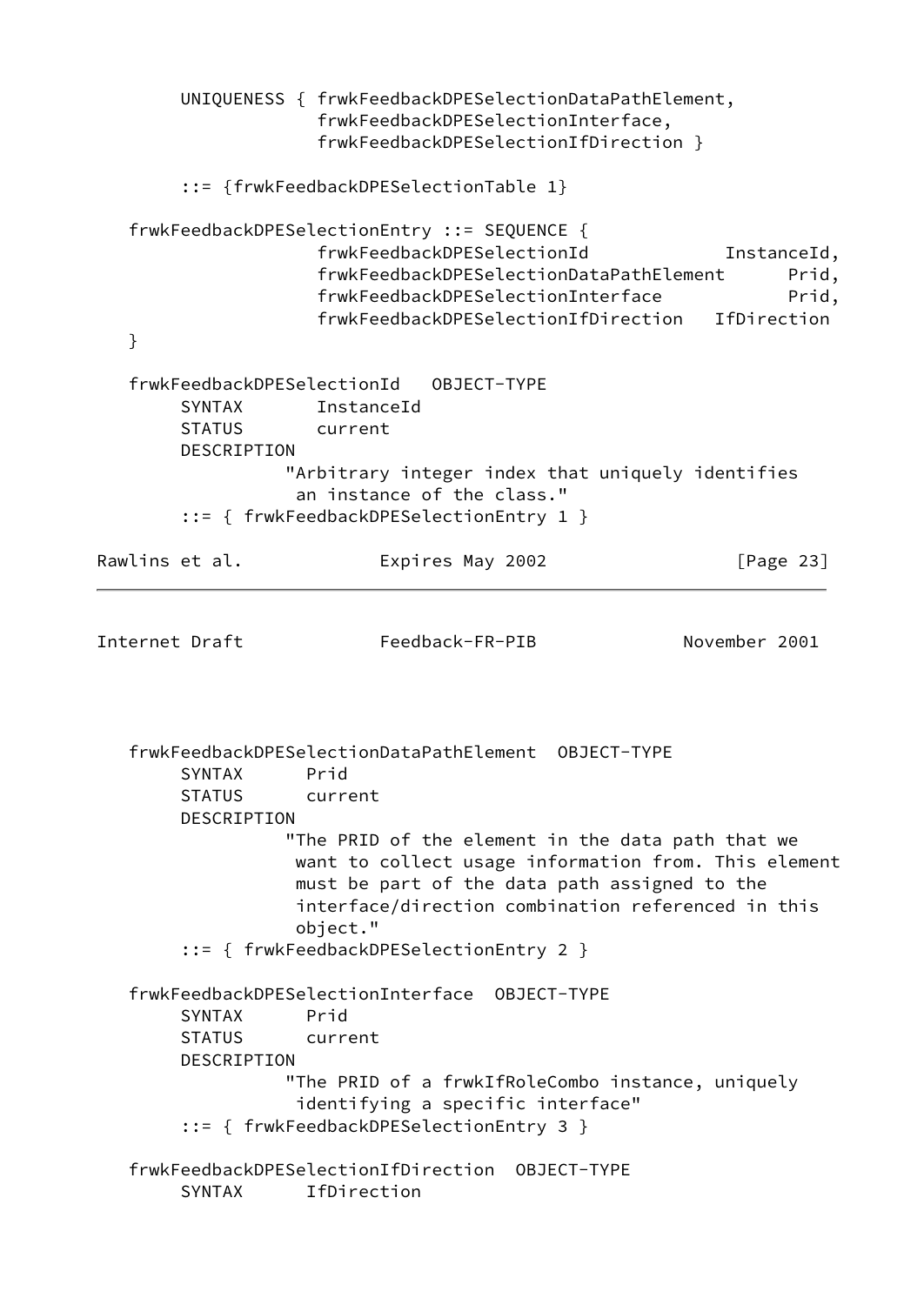```
        UNIQUENESS { frwkFeedbackDPESelectionDataPathElement,
                     frwkFeedbackDPESelectionInterface,
                     frwkFeedbackDPESelectionIfDirection }

        ::= {frwkFeedbackDPESelectionTable 1}

   frwkFeedbackDPESelectionEntry ::= SEQUENCE {
                     frwkFeedbackDPESelectionId             InstanceId,
                     frwkFeedbackDPESelectionDataPathElement      Prid,
                     frwkFeedbackDPESelectionInterface            Prid,
                     frwkFeedbackDPESelectionIfDirection   IfDirection
   }

   frwkFeedbackDPESelectionId   OBJECT-TYPE
        SYNTAX       InstanceId
        STATUS       current
        DESCRIPTION
                  "Arbitrary integer index that uniquely identifies
                   an instance of the class."
        ::= { frwkFeedbackDPESelectionEntry 1 }
```

```
   frwkFeedbackDPESelectionDataPathElement  OBJECT-TYPE
        SYNTAX      Prid
        STATUS      current
        DESCRIPTION
                  "The PRID of the element in the data path that we
                   want to collect usage information from. This element
                   must be part of the data path assigned to the
                   interface/direction combination referenced in this
                   object."
        ::= { frwkFeedbackDPESelectionEntry 2 }

   frwkFeedbackDPESelectionInterface  OBJECT-TYPE
        SYNTAX      Prid
        STATUS      current
        DESCRIPTION
                  "The PRID of a frwkIfRoleCombo instance, uniquely
                   identifying a specific interface"
        ::= { frwkFeedbackDPESelectionEntry 3 }

   frwkFeedbackDPESelectionIfDirection  OBJECT-TYPE
        SYNTAX      IfDirection
```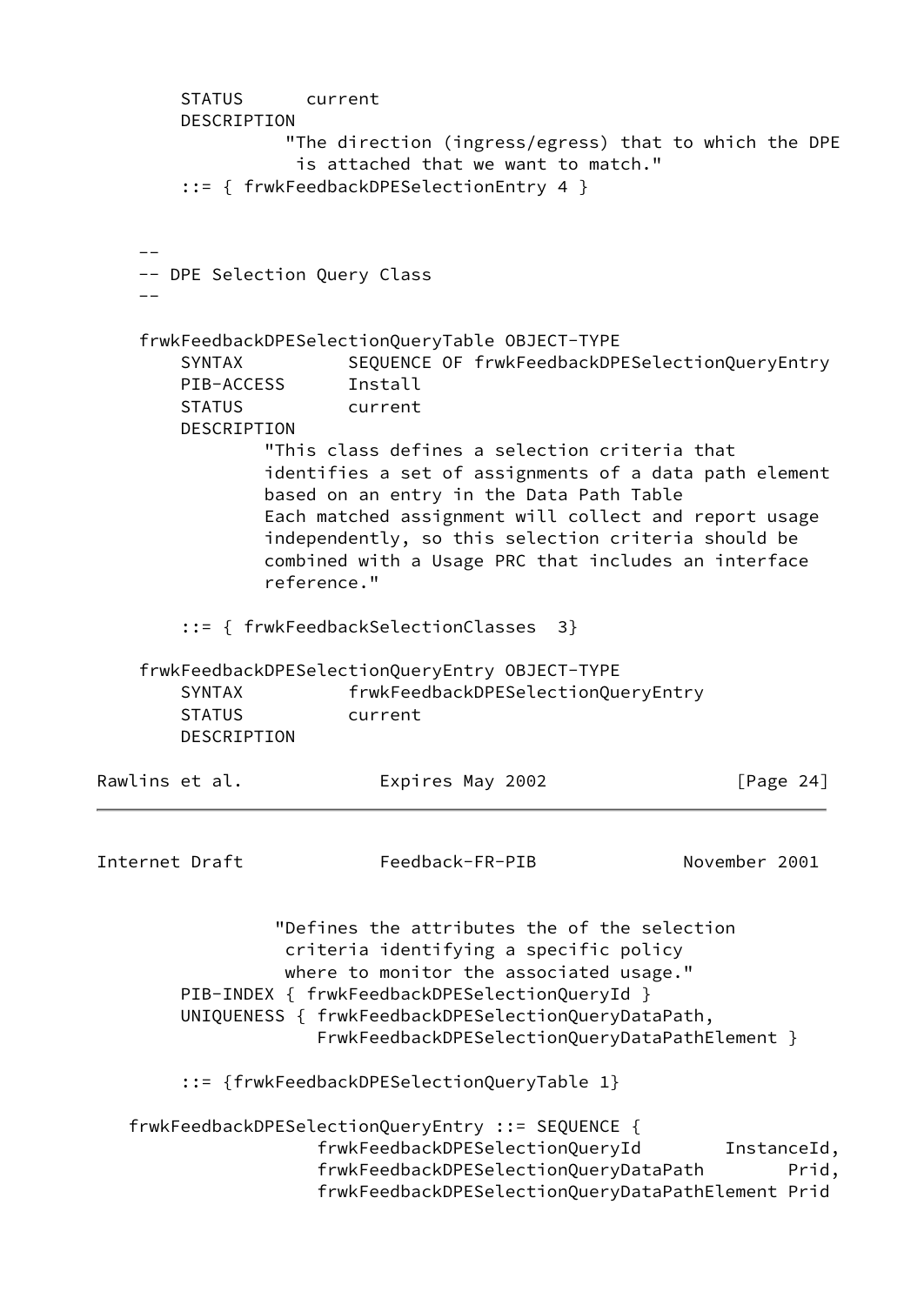```
        STATUS      current
        DESCRIPTION
                  "The direction (ingress/egress) that to which the DPE
                   is attached that we want to match."
        ::= { frwkFeedbackDPESelectionEntry 4 }


    --
    -- DPE Selection Query Class
    --

    frwkFeedbackDPESelectionQueryTable OBJECT-TYPE
        SYNTAX          SEQUENCE OF frwkFeedbackDPESelectionQueryEntry
        PIB-ACCESS      Install
        STATUS          current
        DESCRIPTION
                "This class defines a selection criteria that
                identifies a set of assignments of a data path element
                based on an entry in the Data Path Table
                Each matched assignment will collect and report usage
                independently, so this selection criteria should be
                combined with a Usage PRC that includes an interface
                reference."

        ::= { frwkFeedbackSelectionClasses  3}

    frwkFeedbackDPESelectionQueryEntry OBJECT-TYPE
        SYNTAX          frwkFeedbackDPESelectionQueryEntry
        STATUS          current
        DESCRIPTION
```

```
                 "Defines the attributes the of the selection
                  criteria identifying a specific policy
                  where to monitor the associated usage."
        PIB-INDEX { frwkFeedbackDPESelectionQueryId }
        UNIQUENESS { frwkFeedbackDPESelectionQueryDataPath,
                     FrwkFeedbackDPESelectionQueryDataPathElement }

        ::= {frwkFeedbackDPESelectionQueryTable 1}

   frwkFeedbackDPESelectionQueryEntry ::= SEQUENCE {
                     frwkFeedbackDPESelectionQueryId        InstanceId,
                     frwkFeedbackDPESelectionQueryDataPath        Prid,
                     frwkFeedbackDPESelectionQueryDataPathElement Prid
```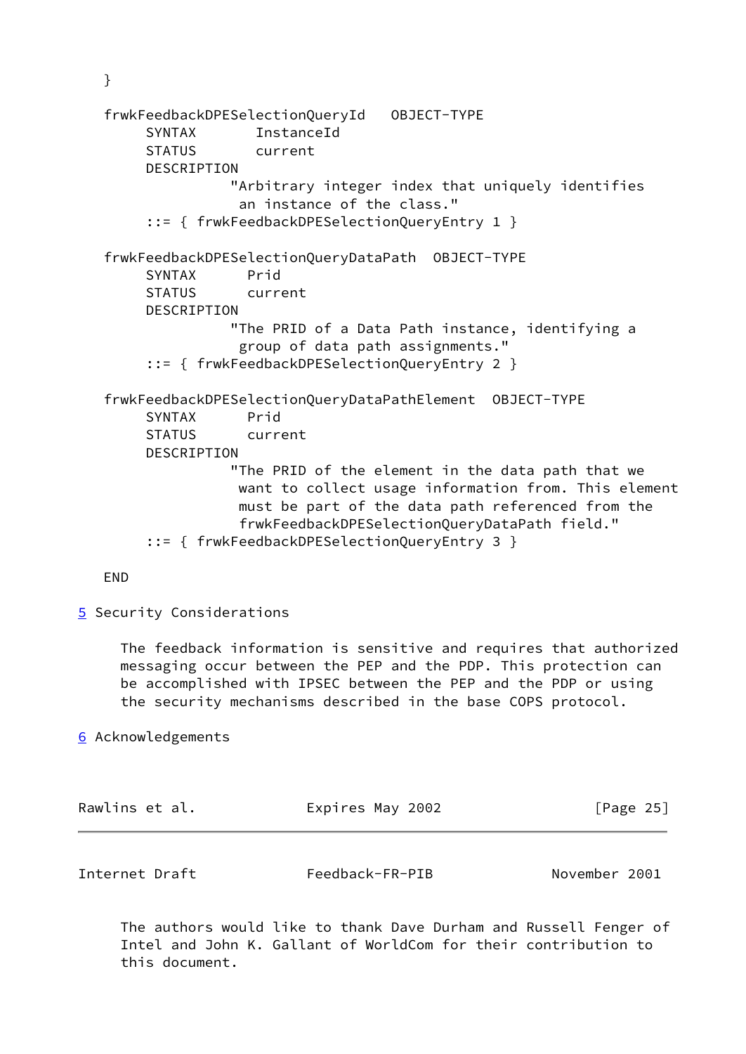```
   }

   frwkFeedbackDPESelectionQueryId   OBJECT-TYPE
        SYNTAX       InstanceId
        STATUS       current
        DESCRIPTION
                  "Arbitrary integer index that uniquely identifies
                   an instance of the class."
        ::= { frwkFeedbackDPESelectionQueryEntry 1 }

   frwkFeedbackDPESelectionQueryDataPath  OBJECT-TYPE
        SYNTAX      Prid
        STATUS      current
        DESCRIPTION
                  "The PRID of a Data Path instance, identifying a
                   group of data path assignments."
        ::= { frwkFeedbackDPESelectionQueryEntry 2 }

   frwkFeedbackDPESelectionQueryDataPathElement  OBJECT-TYPE
        SYNTAX      Prid
        STATUS      current
        DESCRIPTION
                  "The PRID of the element in the data path that we
                   want to collect usage information from. This element
                   must be part of the data path referenced from the
                   frwkFeedbackDPESelectionQueryDataPath field."
        ::= { frwkFeedbackDPESelectionQueryEntry 3 }

   END
```

## 5 Security Considerations

The feedback information is sensitive and requires that authorized messaging occur between the PEP and the PDP. This protection can be accomplished with IPSEC between the PEP and the PDP or using the security mechanisms described in the base COPS protocol.

## 6 Acknowledgements

The authors would like to thank Dave Durham and Russell Fenger of Intel and John K. Gallant of WorldCom for their contribution to this document.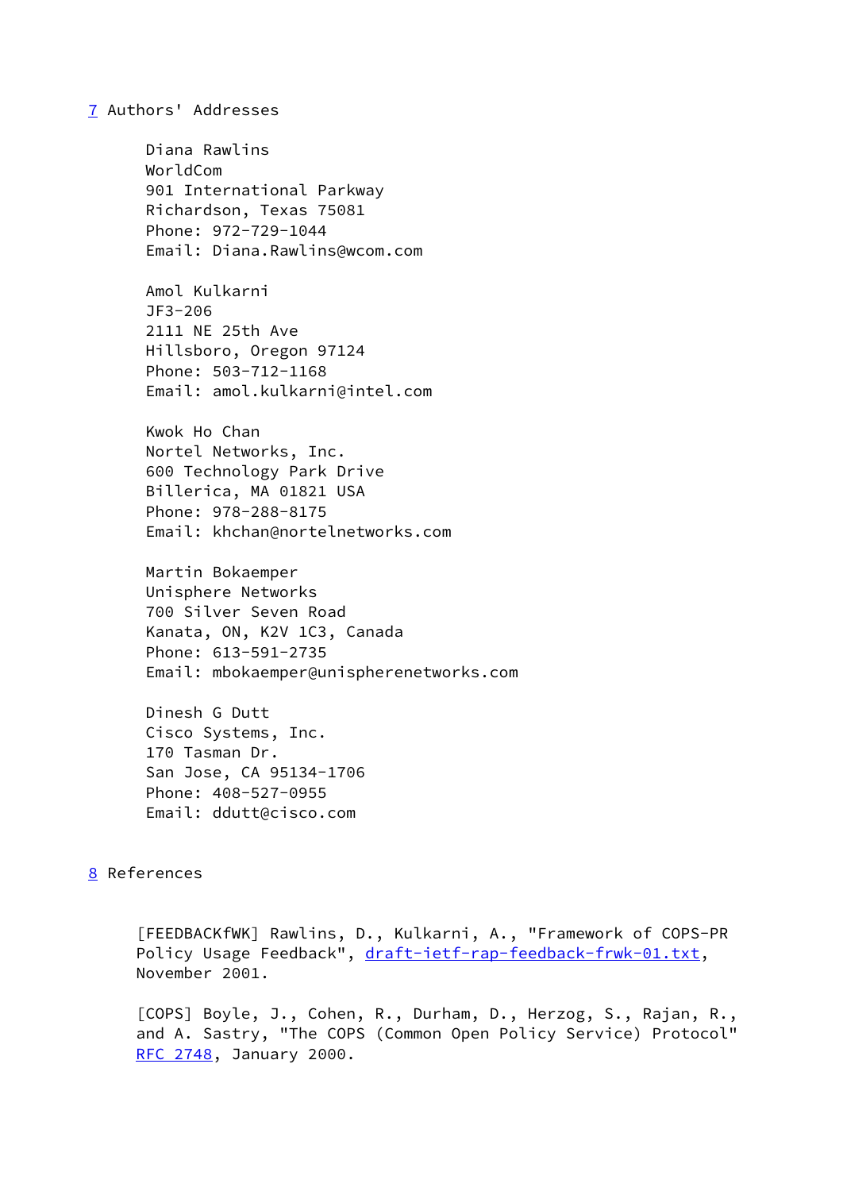## 7 Authors' Addresses

Diana Rawlins
WorldCom
901 International Parkway
Richardson, Texas 75081
Phone: 972-729-1044
Email: Diana.Rawlins@wcom.com

Amol Kulkarni
JF3-206
2111 NE 25th Ave
Hillsboro, Oregon 97124
Phone: 503-712-1168
Email: amol.kulkarni@intel.com

Kwok Ho Chan
Nortel Networks, Inc.
600 Technology Park Drive
Billerica, MA 01821 USA
Phone: 978-288-8175
Email: khchan@nortelnetworks.com

Martin Bokaemper
Unisphere Networks
700 Silver Seven Road
Kanata, ON, K2V 1C3, Canada
Phone: 613-591-2735
Email: mbokaemper@unispherenetworks.com

Dinesh G Dutt
Cisco Systems, Inc.
170 Tasman Dr.
San Jose, CA 95134-1706
Phone: 408-527-0955
Email: ddutt@cisco.com

## 8 References

[FEEDBACKfWK] Rawlins, D., Kulkarni, A., "Framework of COPS-PR Policy Usage Feedback", draft-ietf-rap-feedback-frwk-01.txt, November 2001.

[COPS] Boyle, J., Cohen, R., Durham, D., Herzog, S., Rajan, R., and A. Sastry, "The COPS (Common Open Policy Service) Protocol" RFC 2748, January 2000.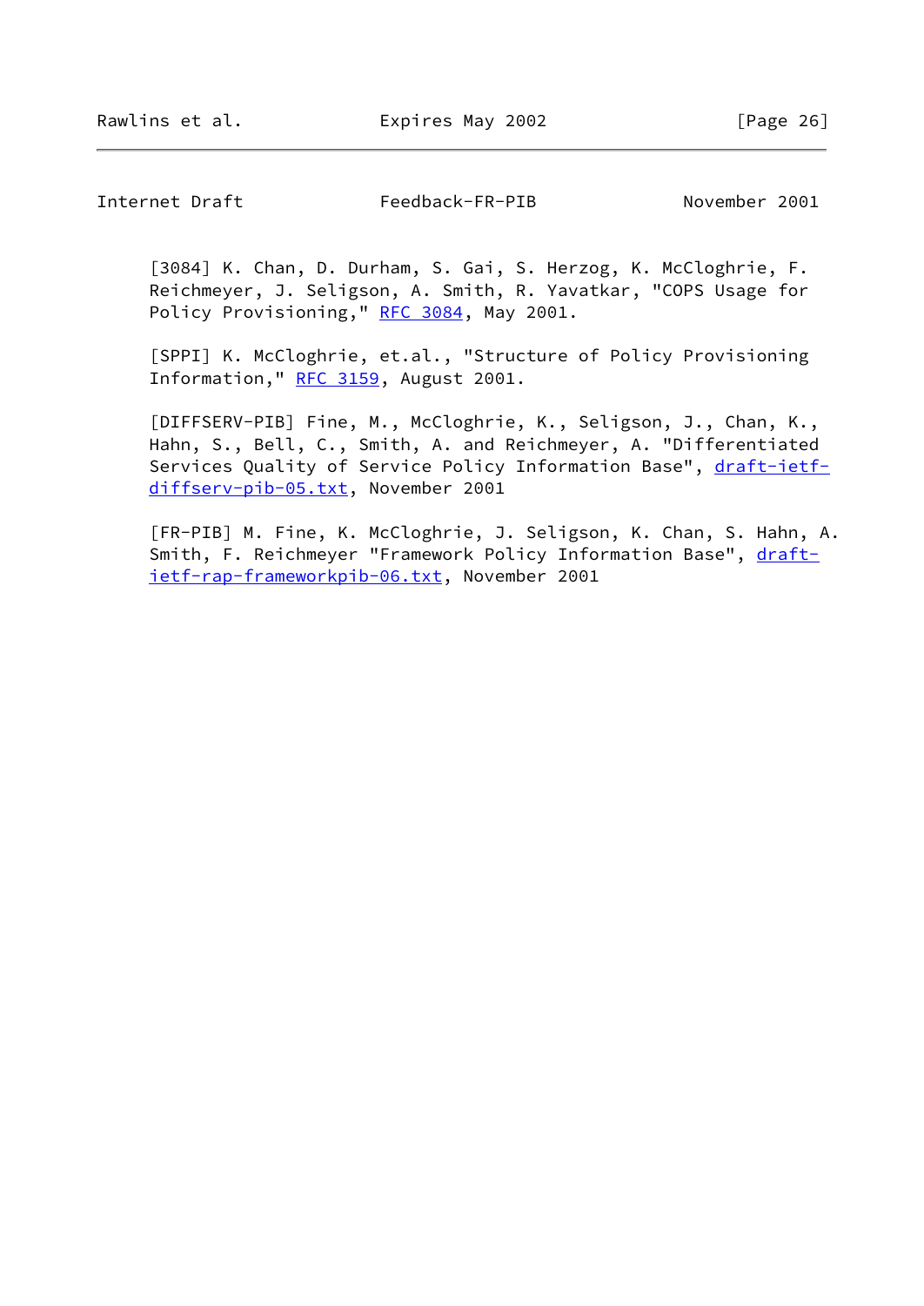[3084] K. Chan, D. Durham, S. Gai, S. Herzog, K. McCloghrie, F. Reichmeyer, J. Seligson, A. Smith, R. Yavatkar, "COPS Usage for Policy Provisioning," RFC 3084, May 2001.

[SPPI] K. McCloghrie, et.al., "Structure of Policy Provisioning Information," RFC 3159, August 2001.

[DIFFSERV-PIB] Fine, M., McCloghrie, K., Seligson, J., Chan, K., Hahn, S., Bell, C., Smith, A. and Reichmeyer, A. "Differentiated Services Quality of Service Policy Information Base", draft-ietf-diffserv-pib-05.txt, November 2001

[FR-PIB] M. Fine, K. McCloghrie, J. Seligson, K. Chan, S. Hahn, A. Smith, F. Reichmeyer "Framework Policy Information Base", draft-ietf-rap-frameworkpib-06.txt, November 2001